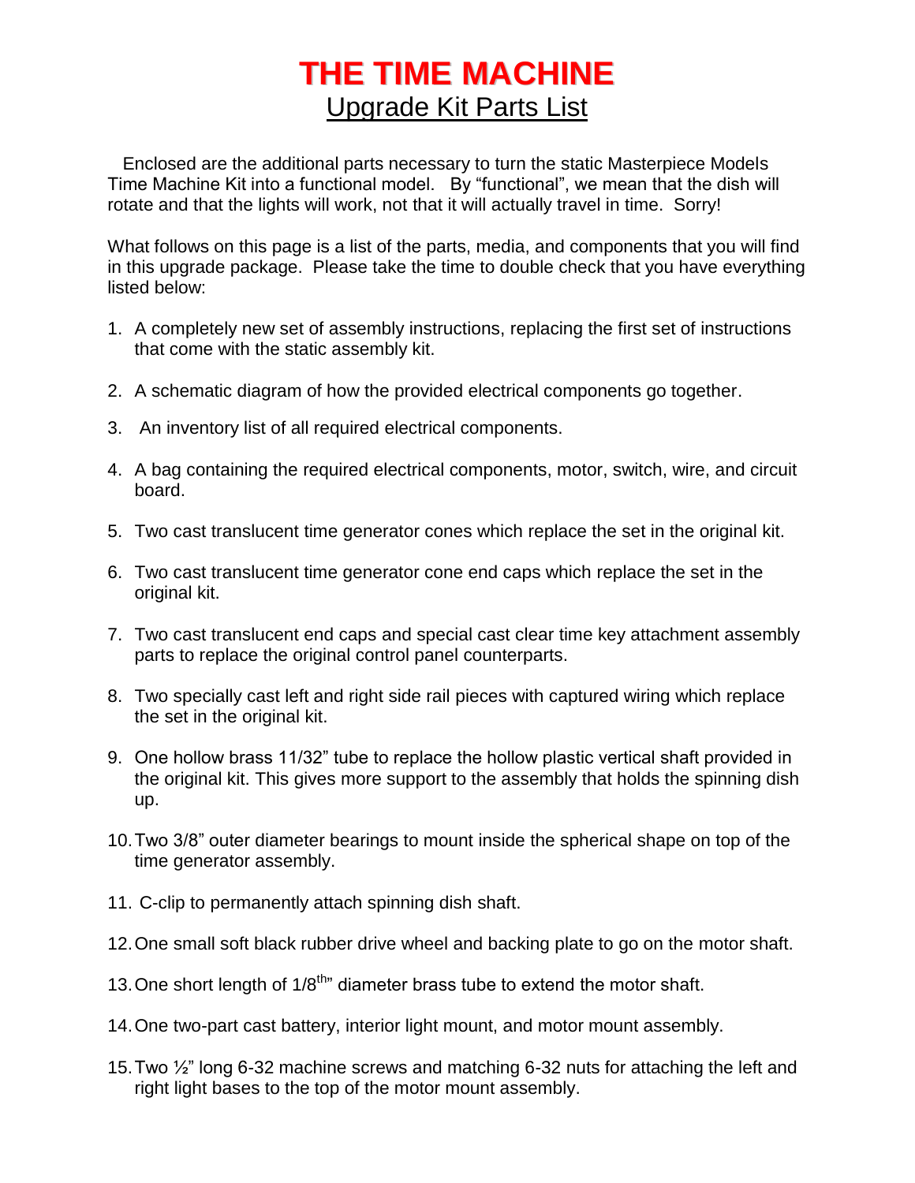# THE TIME MACHINE

## Upgrade Kit Parts List

Enclosed are the additional parts necessary to turn the static Masterpiece Models Time Machine Kit into a functional model. By "functional", we mean that the dish will rotate and that the lights will work, not that it will actually travel in time. Sorry!

What follows on this page is a list of the parts, media, and components that you will find in this upgrade package. Please take the time to double check that you have everything listed below:

1. A completely new set of assembly instructions, replacing the first set of instructions that come with the static assembly kit.
2. A schematic diagram of how the provided electrical components go together.
3. An inventory list of all required electrical components.
4. A bag containing the required electrical components, motor, switch, wire, and circuit board.
5. Two cast translucent time generator cones which replace the set in the original kit.
6. Two cast translucent time generator cone end caps which replace the set in the original kit.
7. Two cast translucent end caps and special cast clear time key attachment assembly parts to replace the original control panel counterparts.
8. Two specially cast left and right side rail pieces with captured wiring which replace the set in the original kit.
9. One hollow brass 11/32" tube to replace the hollow plastic vertical shaft provided in the original kit. This gives more support to the assembly that holds the spinning dish up.
10. Two 3/8" outer diameter bearings to mount inside the spherical shape on top of the time generator assembly.
11. C-clip to permanently attach spinning dish shaft.
12. One small soft black rubber drive wheel and backing plate to go on the motor shaft.
13. One short length of 1/8th" diameter brass tube to extend the motor shaft.
14. One two-part cast battery, interior light mount, and motor mount assembly.
15. Two ½" long 6-32 machine screws and matching 6-32 nuts for attaching the left and right light bases to the top of the motor mount assembly.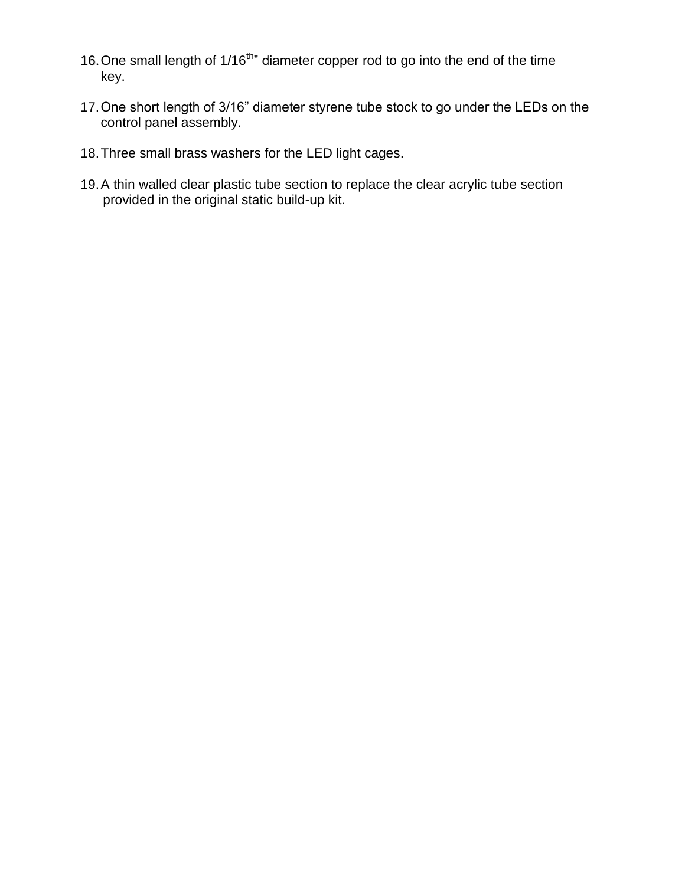16. One small length of 1/16th" diameter copper rod to go into the end of the time key.

17. One short length of 3/16" diameter styrene tube stock to go under the LEDs on the control panel assembly.

18. Three small brass washers for the LED light cages.

19. A thin walled clear plastic tube section to replace the clear acrylic tube section provided in the original static build-up kit.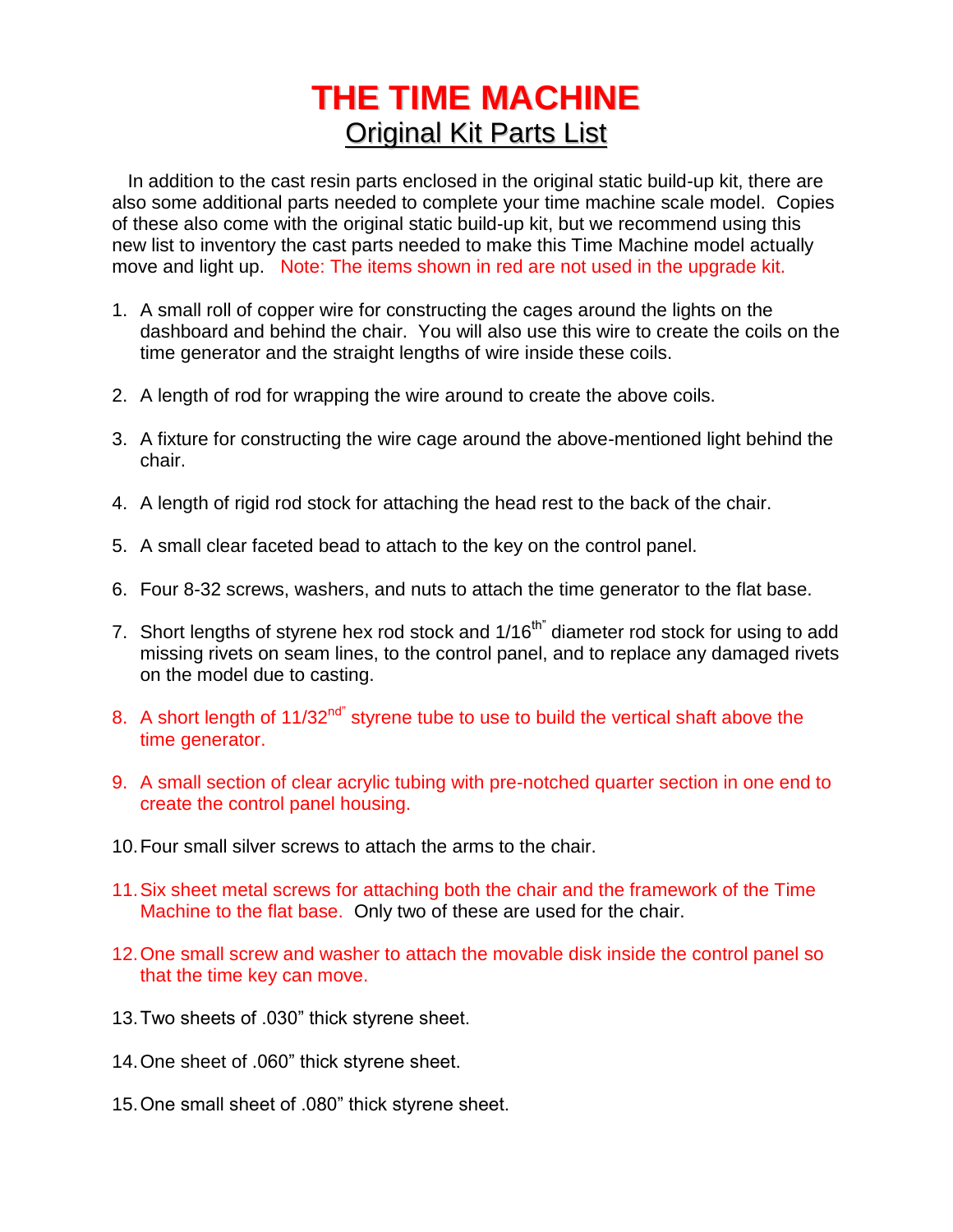# THE TIME MACHINE

## Original Kit Parts List

In addition to the cast resin parts enclosed in the original static build-up kit, there are also some additional parts needed to complete your time machine scale model. Copies of these also come with the original static build-up kit, but we recommend using this new list to inventory the cast parts needed to make this Time Machine model actually move and light up. Note: The items shown in red are not used in the upgrade kit.

1. A small roll of copper wire for constructing the cages around the lights on the dashboard and behind the chair. You will also use this wire to create the coils on the time generator and the straight lengths of wire inside these coils.

2. A length of rod for wrapping the wire around to create the above coils.

3. A fixture for constructing the wire cage around the above-mentioned light behind the chair.

4. A length of rigid rod stock for attaching the head rest to the back of the chair.

5. A small clear faceted bead to attach to the key on the control panel.

6. Four 8-32 screws, washers, and nuts to attach the time generator to the flat base.

7. Short lengths of styrene hex rod stock and 1/16th" diameter rod stock for using to add missing rivets on seam lines, to the control panel, and to replace any damaged rivets on the model due to casting.

8. A short length of 11/32nd" styrene tube to use to build the vertical shaft above the time generator.

9. A small section of clear acrylic tubing with pre-notched quarter section in one end to create the control panel housing.

10. Four small silver screws to attach the arms to the chair.

11. Six sheet metal screws for attaching both the chair and the framework of the Time Machine to the flat base. Only two of these are used for the chair.

12. One small screw and washer to attach the movable disk inside the control panel so that the time key can move.

13. Two sheets of .030" thick styrene sheet.

14. One sheet of .060" thick styrene sheet.

15. One small sheet of .080" thick styrene sheet.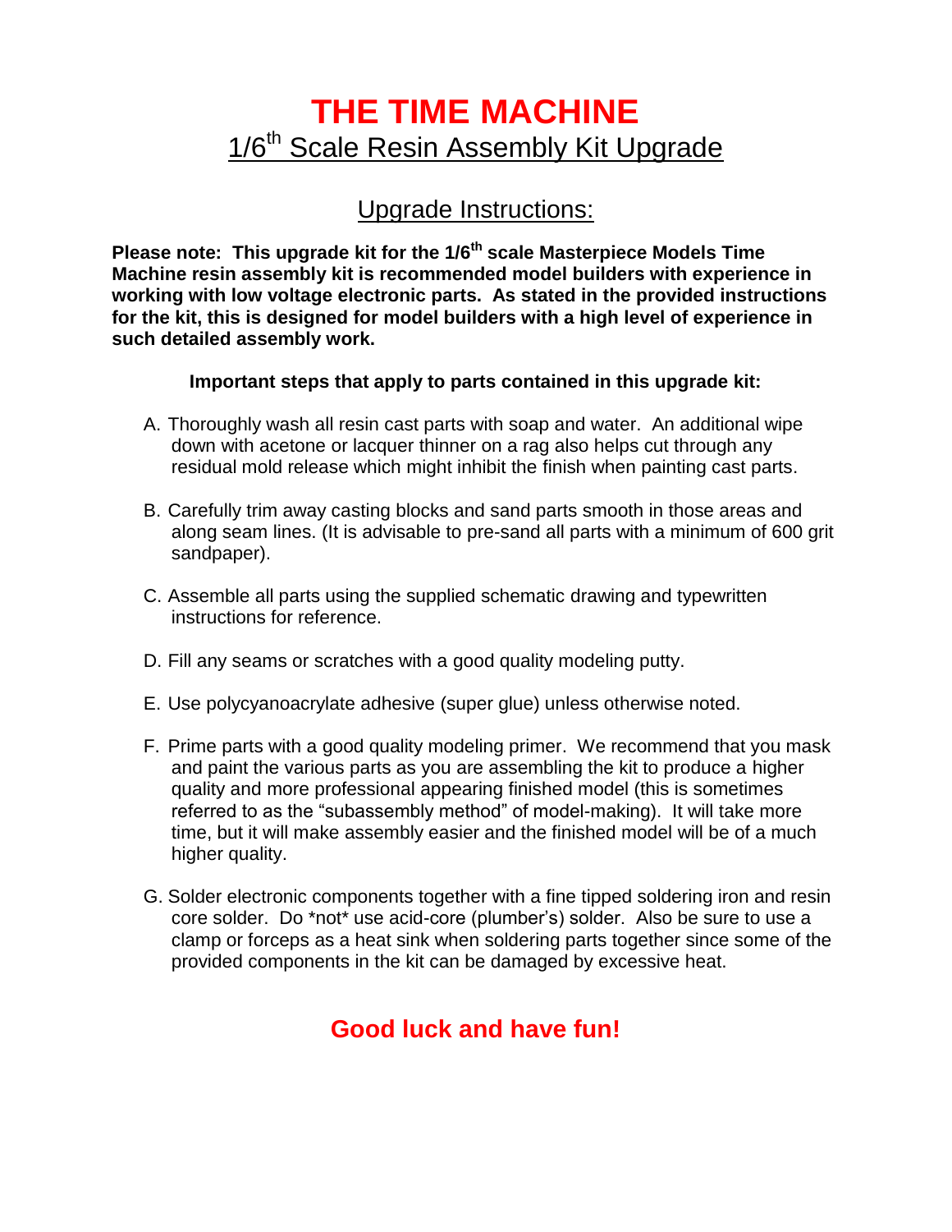# THE TIME MACHINE

## 1/6th Scale Resin Assembly Kit Upgrade

## Upgrade Instructions:

**Please note: This upgrade kit for the 1/6th scale Masterpiece Models Time Machine resin assembly kit is recommended model builders with experience in working with low voltage electronic parts. As stated in the provided instructions for the kit, this is designed for model builders with a high level of experience in such detailed assembly work.**

**Important steps that apply to parts contained in this upgrade kit:**

A. Thoroughly wash all resin cast parts with soap and water. An additional wipe down with acetone or lacquer thinner on a rag also helps cut through any residual mold release which might inhibit the finish when painting cast parts.

B. Carefully trim away casting blocks and sand parts smooth in those areas and along seam lines. (It is advisable to pre-sand all parts with a minimum of 600 grit sandpaper).

C. Assemble all parts using the supplied schematic drawing and typewritten instructions for reference.

D. Fill any seams or scratches with a good quality modeling putty.

E. Use polycyanoacrylate adhesive (super glue) unless otherwise noted.

F. Prime parts with a good quality modeling primer. We recommend that you mask and paint the various parts as you are assembling the kit to produce a higher quality and more professional appearing finished model (this is sometimes referred to as the "subassembly method" of model-making). It will take more time, but it will make assembly easier and the finished model will be of a much higher quality.

G. Solder electronic components together with a fine tipped soldering iron and resin core solder. Do *not* use acid-core (plumber's) solder. Also be sure to use a clamp or forceps as a heat sink when soldering parts together since some of the provided components in the kit can be damaged by excessive heat.

## Good luck and have fun!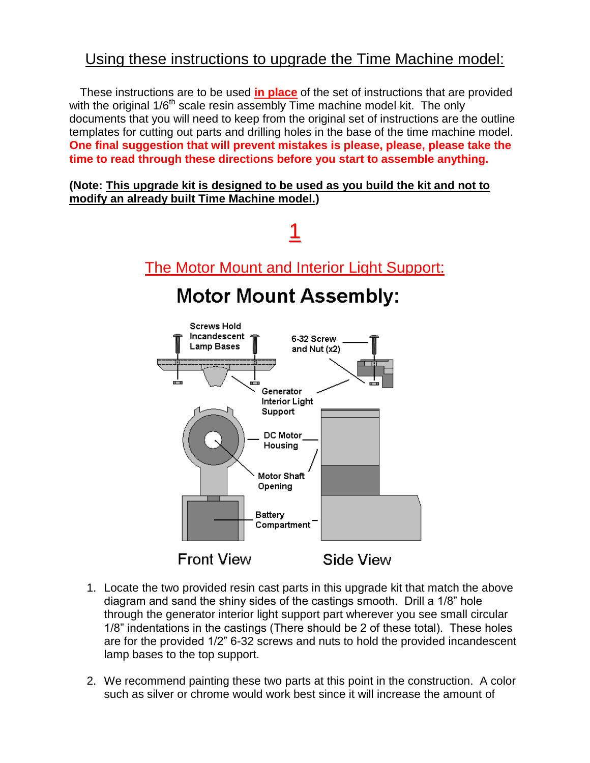## Using these instructions to upgrade the Time Machine model:

These instructions are to be used **in place** of the set of instructions that are provided with the original 1/6th scale resin assembly Time machine model kit. The only documents that you will need to keep from the original set of instructions are the outline templates for cutting out parts and drilling holes in the base of the time machine model. **One final suggestion that will prevent mistakes is please, please, please take the time to read through these directions before you start to assemble anything.**

**(Note: This upgrade kit is designed to be used as you build the kit and not to modify an already built Time Machine model.)**

# 1

## The Motor Mount and Interior Light Support:

### Motor Mount Assembly:

Screws Hold Incandescent Lamp Bases

6-32 Screw and Nut (x2)

Generator Interior Light Support

DC Motor Housing

Motor Shaft Opening

Battery Compartment

Front View

Side View

1. Locate the two provided resin cast parts in this upgrade kit that match the above diagram and sand the shiny sides of the castings smooth. Drill a 1/8" hole through the generator interior light support part wherever you see small circular 1/8" indentations in the castings (There should be 2 of these total). These holes are for the provided 1/2" 6-32 screws and nuts to hold the provided incandescent lamp bases to the top support.

2. We recommend painting these two parts at this point in the construction. A color such as silver or chrome would work best since it will increase the amount of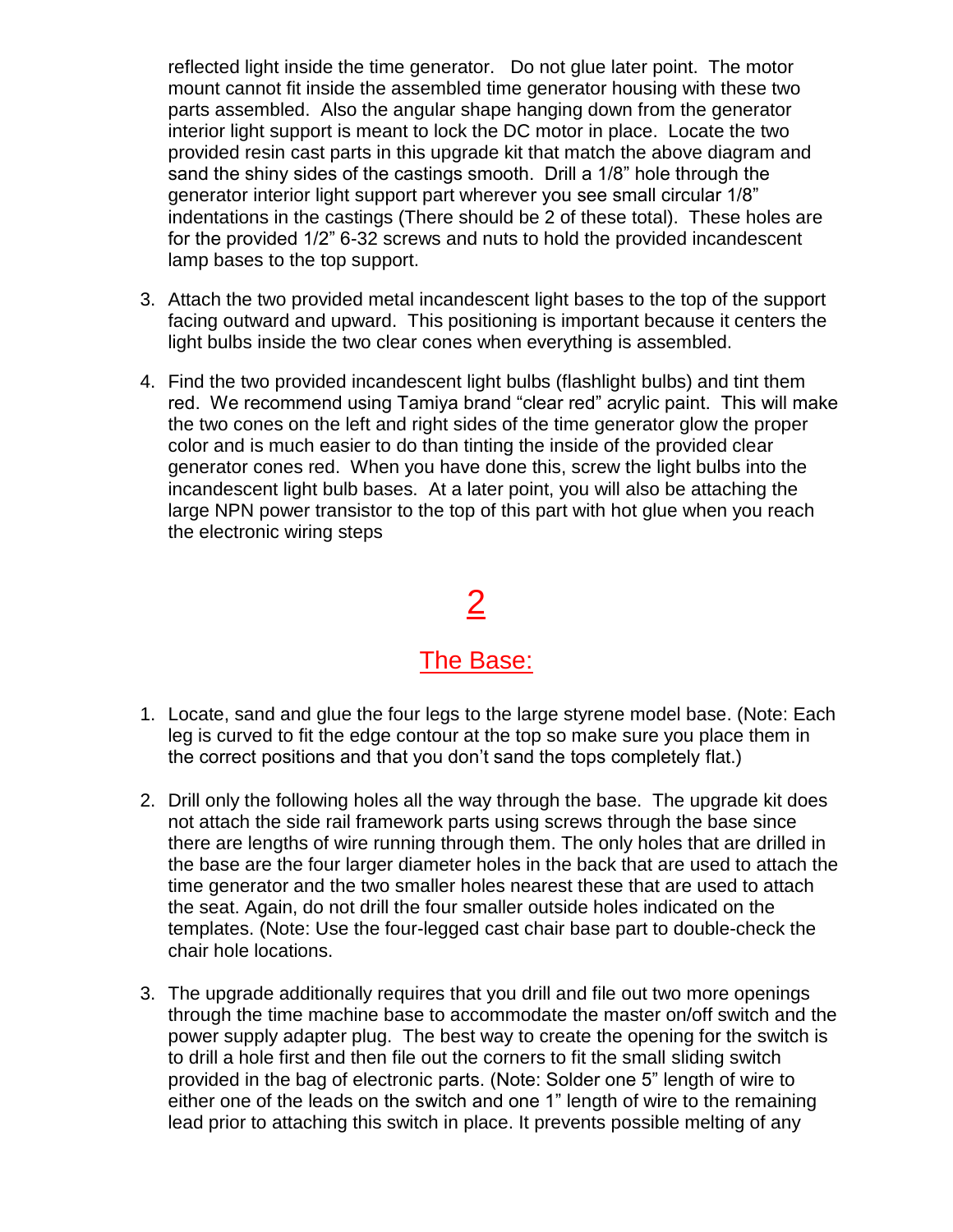reflected light inside the time generator. Do not glue later point. The motor mount cannot fit inside the assembled time generator housing with these two parts assembled. Also the angular shape hanging down from the generator interior light support is meant to lock the DC motor in place. Locate the two provided resin cast parts in this upgrade kit that match the above diagram and sand the shiny sides of the castings smooth. Drill a 1/8" hole through the generator interior light support part wherever you see small circular 1/8" indentations in the castings (There should be 2 of these total). These holes are for the provided 1/2" 6-32 screws and nuts to hold the provided incandescent lamp bases to the top support.

3. Attach the two provided metal incandescent light bases to the top of the support facing outward and upward. This positioning is important because it centers the light bulbs inside the two clear cones when everything is assembled.

4. Find the two provided incandescent light bulbs (flashlight bulbs) and tint them red. We recommend using Tamiya brand "clear red" acrylic paint. This will make the two cones on the left and right sides of the time generator glow the proper color and is much easier to do than tinting the inside of the provided clear generator cones red. When you have done this, screw the light bulbs into the incandescent light bulb bases. At a later point, you will also be attaching the large NPN power transistor to the top of this part with hot glue when you reach the electronic wiring steps

# 2

## The Base:

1. Locate, sand and glue the four legs to the large styrene model base. (Note: Each leg is curved to fit the edge contour at the top so make sure you place them in the correct positions and that you don't sand the tops completely flat.)

2. Drill only the following holes all the way through the base. The upgrade kit does not attach the side rail framework parts using screws through the base since there are lengths of wire running through them. The only holes that are drilled in the base are the four larger diameter holes in the back that are used to attach the time generator and the two smaller holes nearest these that are used to attach the seat. Again, do not drill the four smaller outside holes indicated on the templates. (Note: Use the four-legged cast chair base part to double-check the chair hole locations.

3. The upgrade additionally requires that you drill and file out two more openings through the time machine base to accommodate the master on/off switch and the power supply adapter plug. The best way to create the opening for the switch is to drill a hole first and then file out the corners to fit the small sliding switch provided in the bag of electronic parts. (Note: Solder one 5" length of wire to either one of the leads on the switch and one 1" length of wire to the remaining lead prior to attaching this switch in place. It prevents possible melting of any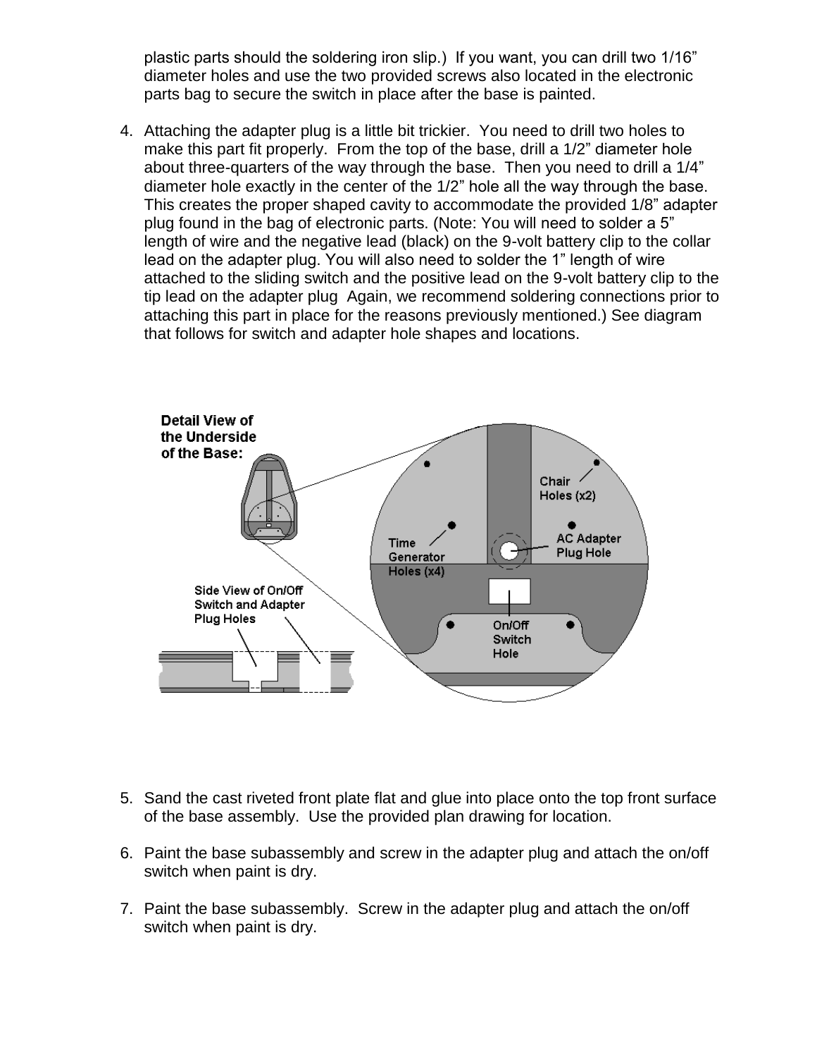plastic parts should the soldering iron slip.) If you want, you can drill two 1/16" diameter holes and use the two provided screws also located in the electronic parts bag to secure the switch in place after the base is painted.

4. Attaching the adapter plug is a little bit trickier. You need to drill two holes to make this part fit properly. From the top of the base, drill a 1/2" diameter hole about three-quarters of the way through the base. Then you need to drill a 1/4" diameter hole exactly in the center of the 1/2" hole all the way through the base. This creates the proper shaped cavity to accommodate the provided 1/8" adapter plug found in the bag of electronic parts. (Note: You will need to solder a 5" length of wire and the negative lead (black) on the 9-volt battery clip to the collar lead on the adapter plug. You will also need to solder the 1" length of wire attached to the sliding switch and the positive lead on the 9-volt battery clip to the tip lead on the adapter plug Again, we recommend soldering connections prior to attaching this part in place for the reasons previously mentioned.) See diagram that follows for switch and adapter hole shapes and locations.

**Detail View of the Underside of the Base:**

Chair Holes (x2)

Time Generator Holes (x4)

AC Adapter Plug Hole

On/Off Switch Hole

Side View of On/Off Switch and Adapter Plug Holes

5. Sand the cast riveted front plate flat and glue into place onto the top front surface of the base assembly. Use the provided plan drawing for location.

6. Paint the base subassembly and screw in the adapter plug and attach the on/off switch when paint is dry.

7. Paint the base subassembly. Screw in the adapter plug and attach the on/off switch when paint is dry.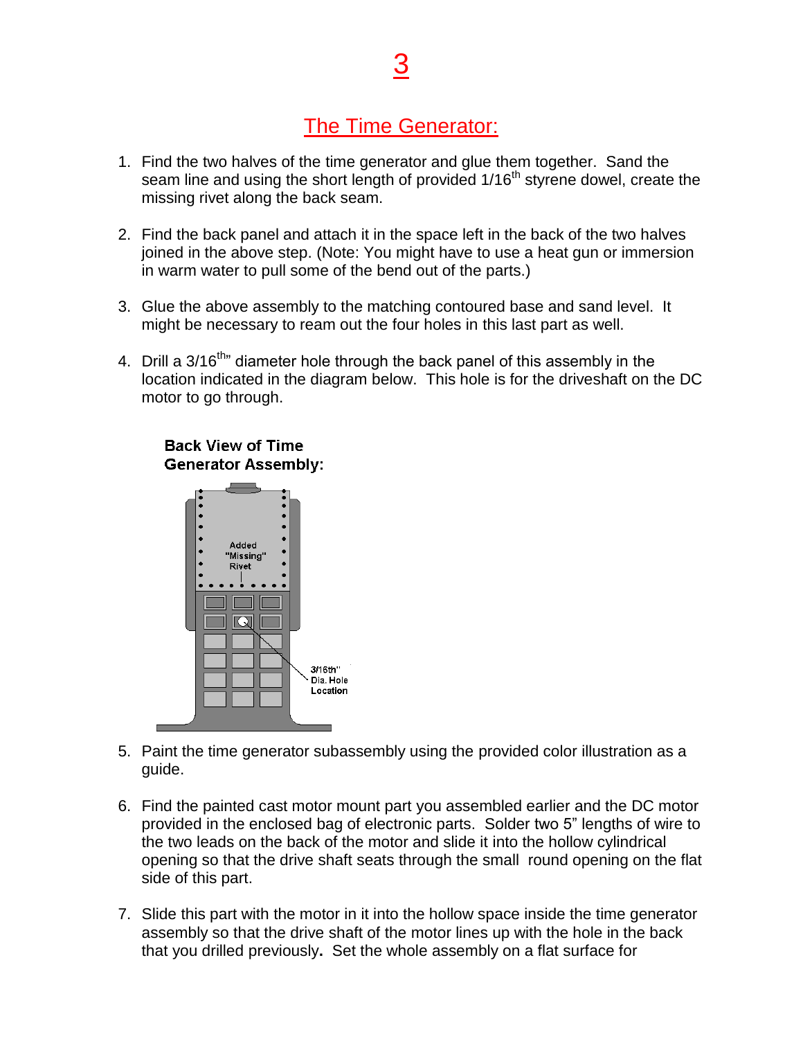# 3

## The Time Generator:

1. Find the two halves of the time generator and glue them together. Sand the seam line and using the short length of provided 1/16th styrene dowel, create the missing rivet along the back seam.

2. Find the back panel and attach it in the space left in the back of the two halves joined in the above step. (Note: You might have to use a heat gun or immersion in warm water to pull some of the bend out of the parts.)

3. Glue the above assembly to the matching contoured base and sand level. It might be necessary to ream out the four holes in this last part as well.

4. Drill a 3/16th" diameter hole through the back panel of this assembly in the location indicated in the diagram below. This hole is for the driveshaft on the DC motor to go through.

**Back View of Time Generator Assembly:**

Added "Missing" Rivet

3/16th" Dia. Hole Location

5. Paint the time generator subassembly using the provided color illustration as a guide.

6. Find the painted cast motor mount part you assembled earlier and the DC motor provided in the enclosed bag of electronic parts. Solder two 5" lengths of wire to the two leads on the back of the motor and slide it into the hollow cylindrical opening so that the drive shaft seats through the small round opening on the flat side of this part.

7. Slide this part with the motor in it into the hollow space inside the time generator assembly so that the drive shaft of the motor lines up with the hole in the back that you drilled previously**.** Set the whole assembly on a flat surface for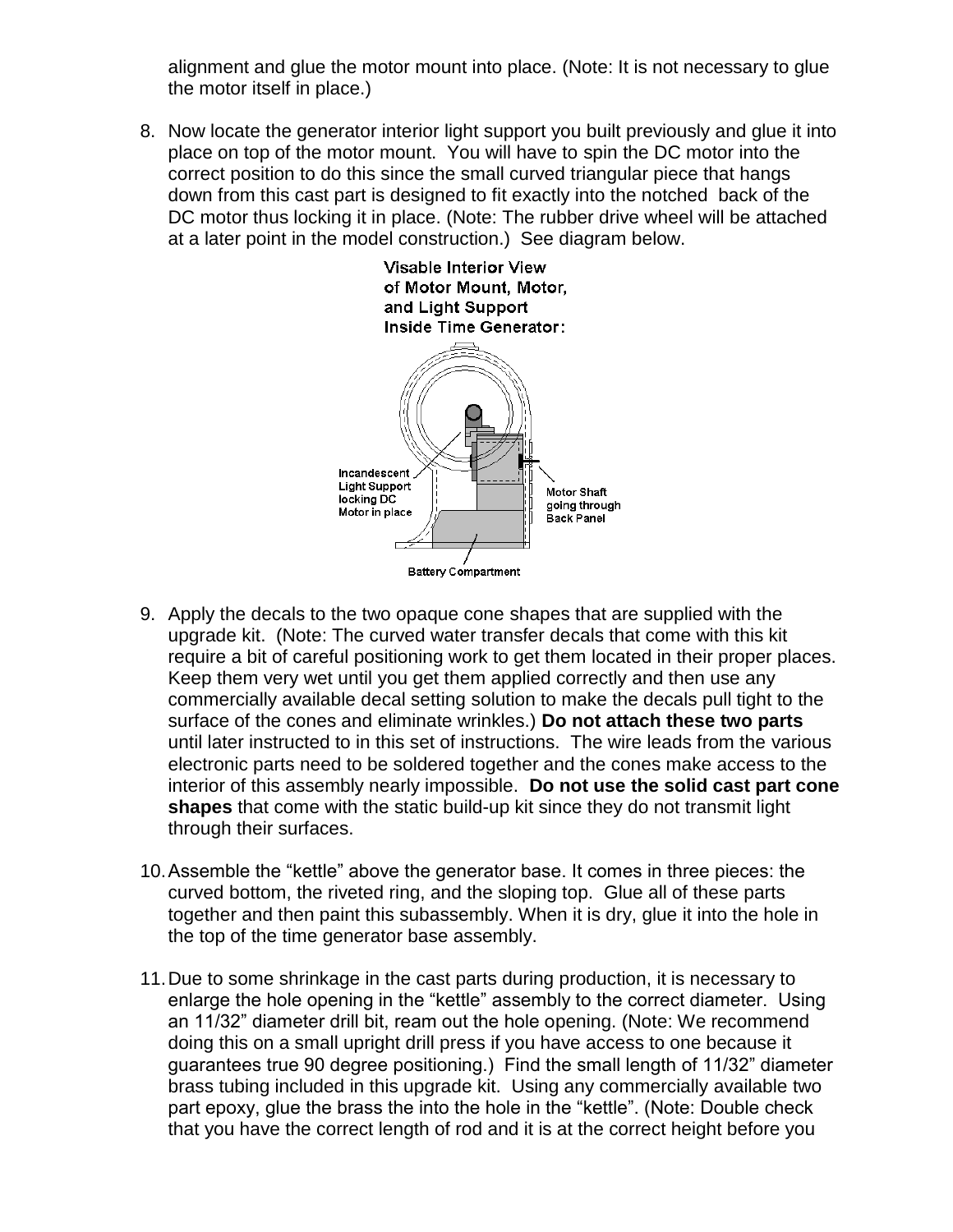alignment and glue the motor mount into place. (Note: It is not necessary to glue the motor itself in place.)

8. Now locate the generator interior light support you built previously and glue it into place on top of the motor mount. You will have to spin the DC motor into the correct position to do this since the small curved triangular piece that hangs down from this cast part is designed to fit exactly into the notched back of the DC motor thus locking it in place. (Note: The rubber drive wheel will be attached at a later point in the model construction.) See diagram below.

Visable Interior View of Motor Mount, Motor, and Light Support Inside Time Generator:

Incandescent Light Support locking DC Motor in place

Motor Shaft going through Back Panel

Battery Compartment

9. Apply the decals to the two opaque cone shapes that are supplied with the upgrade kit. (Note: The curved water transfer decals that come with this kit require a bit of careful positioning work to get them located in their proper places. Keep them very wet until you get them applied correctly and then use any commercially available decal setting solution to make the decals pull tight to the surface of the cones and eliminate wrinkles.) **Do not attach these two parts** until later instructed to in this set of instructions. The wire leads from the various electronic parts need to be soldered together and the cones make access to the interior of this assembly nearly impossible. **Do not use the solid cast part cone shapes** that come with the static build-up kit since they do not transmit light through their surfaces.

10. Assemble the "kettle" above the generator base. It comes in three pieces: the curved bottom, the riveted ring, and the sloping top. Glue all of these parts together and then paint this subassembly. When it is dry, glue it into the hole in the top of the time generator base assembly.

11. Due to some shrinkage in the cast parts during production, it is necessary to enlarge the hole opening in the "kettle" assembly to the correct diameter. Using an 11/32" diameter drill bit, ream out the hole opening. (Note: We recommend doing this on a small upright drill press if you have access to one because it guarantees true 90 degree positioning.) Find the small length of 11/32" diameter brass tubing included in this upgrade kit. Using any commercially available two part epoxy, glue the brass the into the hole in the "kettle". (Note: Double check that you have the correct length of rod and it is at the correct height before you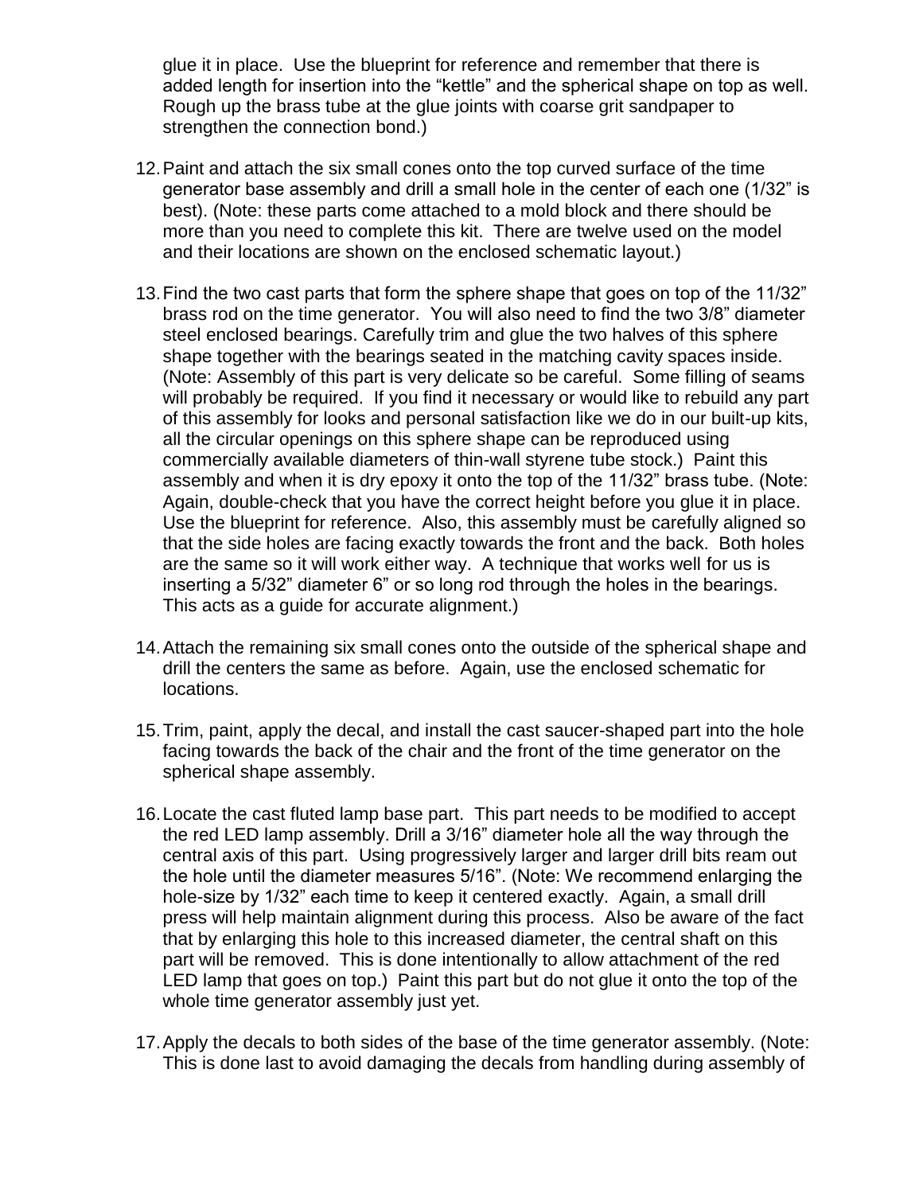glue it in place. Use the blueprint for reference and remember that there is added length for insertion into the "kettle" and the spherical shape on top as well. Rough up the brass tube at the glue joints with coarse grit sandpaper to strengthen the connection bond.)

12. Paint and attach the six small cones onto the top curved surface of the time generator base assembly and drill a small hole in the center of each one (1/32" is best). (Note: these parts come attached to a mold block and there should be more than you need to complete this kit. There are twelve used on the model and their locations are shown on the enclosed schematic layout.)

13. Find the two cast parts that form the sphere shape that goes on top of the 11/32" brass rod on the time generator. You will also need to find the two 3/8" diameter steel enclosed bearings. Carefully trim and glue the two halves of this sphere shape together with the bearings seated in the matching cavity spaces inside. (Note: Assembly of this part is very delicate so be careful. Some filling of seams will probably be required. If you find it necessary or would like to rebuild any part of this assembly for looks and personal satisfaction like we do in our built-up kits, all the circular openings on this sphere shape can be reproduced using commercially available diameters of thin-wall styrene tube stock.) Paint this assembly and when it is dry epoxy it onto the top of the 11/32" brass tube. (Note: Again, double-check that you have the correct height before you glue it in place. Use the blueprint for reference. Also, this assembly must be carefully aligned so that the side holes are facing exactly towards the front and the back. Both holes are the same so it will work either way. A technique that works well for us is inserting a 5/32" diameter 6" or so long rod through the holes in the bearings. This acts as a guide for accurate alignment.)

14. Attach the remaining six small cones onto the outside of the spherical shape and drill the centers the same as before. Again, use the enclosed schematic for locations.

15. Trim, paint, apply the decal, and install the cast saucer-shaped part into the hole facing towards the back of the chair and the front of the time generator on the spherical shape assembly.

16. Locate the cast fluted lamp base part. This part needs to be modified to accept the red LED lamp assembly. Drill a 3/16" diameter hole all the way through the central axis of this part. Using progressively larger and larger drill bits ream out the hole until the diameter measures 5/16". (Note: We recommend enlarging the hole-size by 1/32" each time to keep it centered exactly. Again, a small drill press will help maintain alignment during this process. Also be aware of the fact that by enlarging this hole to this increased diameter, the central shaft on this part will be removed. This is done intentionally to allow attachment of the red LED lamp that goes on top.) Paint this part but do not glue it onto the top of the whole time generator assembly just yet.

17. Apply the decals to both sides of the base of the time generator assembly. (Note: This is done last to avoid damaging the decals from handling during assembly of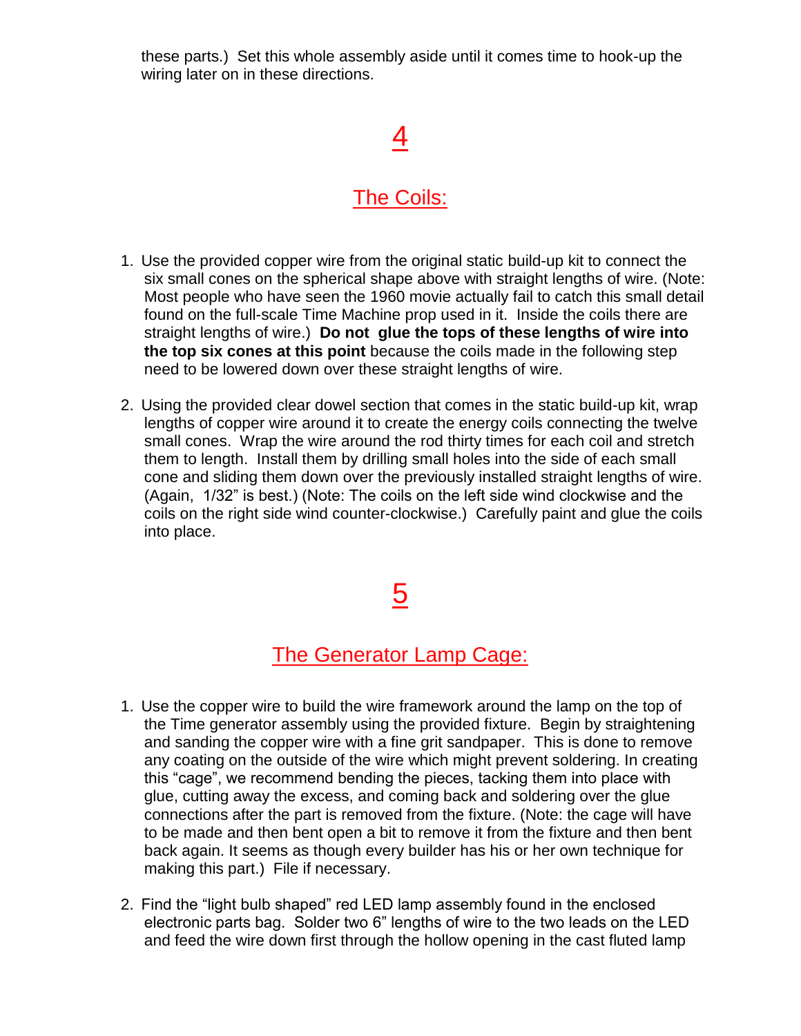these parts.) Set this whole assembly aside until it comes time to hook-up the wiring later on in these directions.

## 4

## The Coils:

1. Use the provided copper wire from the original static build-up kit to connect the six small cones on the spherical shape above with straight lengths of wire. (Note: Most people who have seen the 1960 movie actually fail to catch this small detail found on the full-scale Time Machine prop used in it. Inside the coils there are straight lengths of wire.) **Do not glue the tops of these lengths of wire into the top six cones at this point** because the coils made in the following step need to be lowered down over these straight lengths of wire.

2. Using the provided clear dowel section that comes in the static build-up kit, wrap lengths of copper wire around it to create the energy coils connecting the twelve small cones. Wrap the wire around the rod thirty times for each coil and stretch them to length. Install them by drilling small holes into the side of each small cone and sliding them down over the previously installed straight lengths of wire. (Again, 1/32" is best.) (Note: The coils on the left side wind clockwise and the coils on the right side wind counter-clockwise.) Carefully paint and glue the coils into place.

## 5

## The Generator Lamp Cage:

1. Use the copper wire to build the wire framework around the lamp on the top of the Time generator assembly using the provided fixture. Begin by straightening and sanding the copper wire with a fine grit sandpaper. This is done to remove any coating on the outside of the wire which might prevent soldering. In creating this "cage", we recommend bending the pieces, tacking them into place with glue, cutting away the excess, and coming back and soldering over the glue connections after the part is removed from the fixture. (Note: the cage will have to be made and then bent open a bit to remove it from the fixture and then bent back again. It seems as though every builder has his or her own technique for making this part.) File if necessary.

2. Find the "light bulb shaped" red LED lamp assembly found in the enclosed electronic parts bag. Solder two 6" lengths of wire to the two leads on the LED and feed the wire down first through the hollow opening in the cast fluted lamp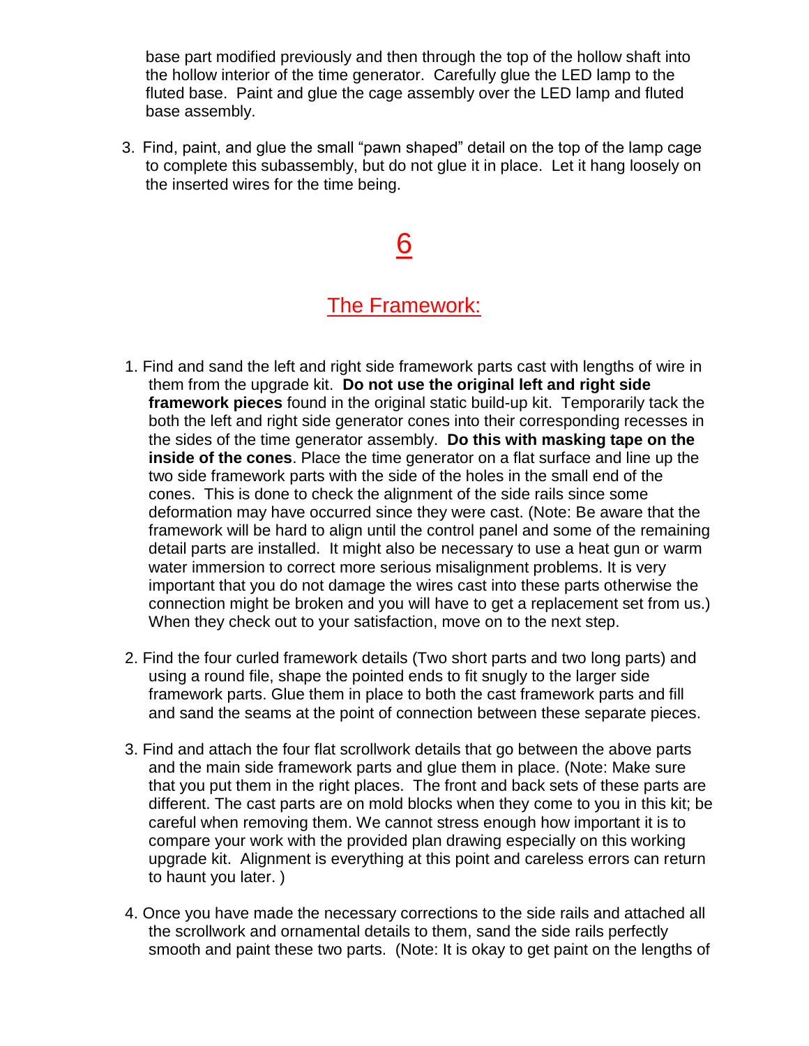base part modified previously and then through the top of the hollow shaft into the hollow interior of the time generator. Carefully glue the LED lamp to the fluted base. Paint and glue the cage assembly over the LED lamp and fluted base assembly.

3. Find, paint, and glue the small "pawn shaped" detail on the top of the lamp cage to complete this subassembly, but do not glue it in place. Let it hang loosely on the inserted wires for the time being.

# 6

## The Framework:

1. Find and sand the left and right side framework parts cast with lengths of wire in them from the upgrade kit. **Do not use the original left and right side framework pieces** found in the original static build-up kit. Temporarily tack the both the left and right side generator cones into their corresponding recesses in the sides of the time generator assembly. **Do this with masking tape on the inside of the cones**. Place the time generator on a flat surface and line up the two side framework parts with the side of the holes in the small end of the cones. This is done to check the alignment of the side rails since some deformation may have occurred since they were cast. (Note: Be aware that the framework will be hard to align until the control panel and some of the remaining detail parts are installed. It might also be necessary to use a heat gun or warm water immersion to correct more serious misalignment problems. It is very important that you do not damage the wires cast into these parts otherwise the connection might be broken and you will have to get a replacement set from us.) When they check out to your satisfaction, move on to the next step.

2. Find the four curled framework details (Two short parts and two long parts) and using a round file, shape the pointed ends to fit snugly to the larger side framework parts. Glue them in place to both the cast framework parts and fill and sand the seams at the point of connection between these separate pieces.

3. Find and attach the four flat scrollwork details that go between the above parts and the main side framework parts and glue them in place. (Note: Make sure that you put them in the right places. The front and back sets of these parts are different. The cast parts are on mold blocks when they come to you in this kit; be careful when removing them. We cannot stress enough how important it is to compare your work with the provided plan drawing especially on this working upgrade kit. Alignment is everything at this point and careless errors can return to haunt you later. )

4. Once you have made the necessary corrections to the side rails and attached all the scrollwork and ornamental details to them, sand the side rails perfectly smooth and paint these two parts. (Note: It is okay to get paint on the lengths of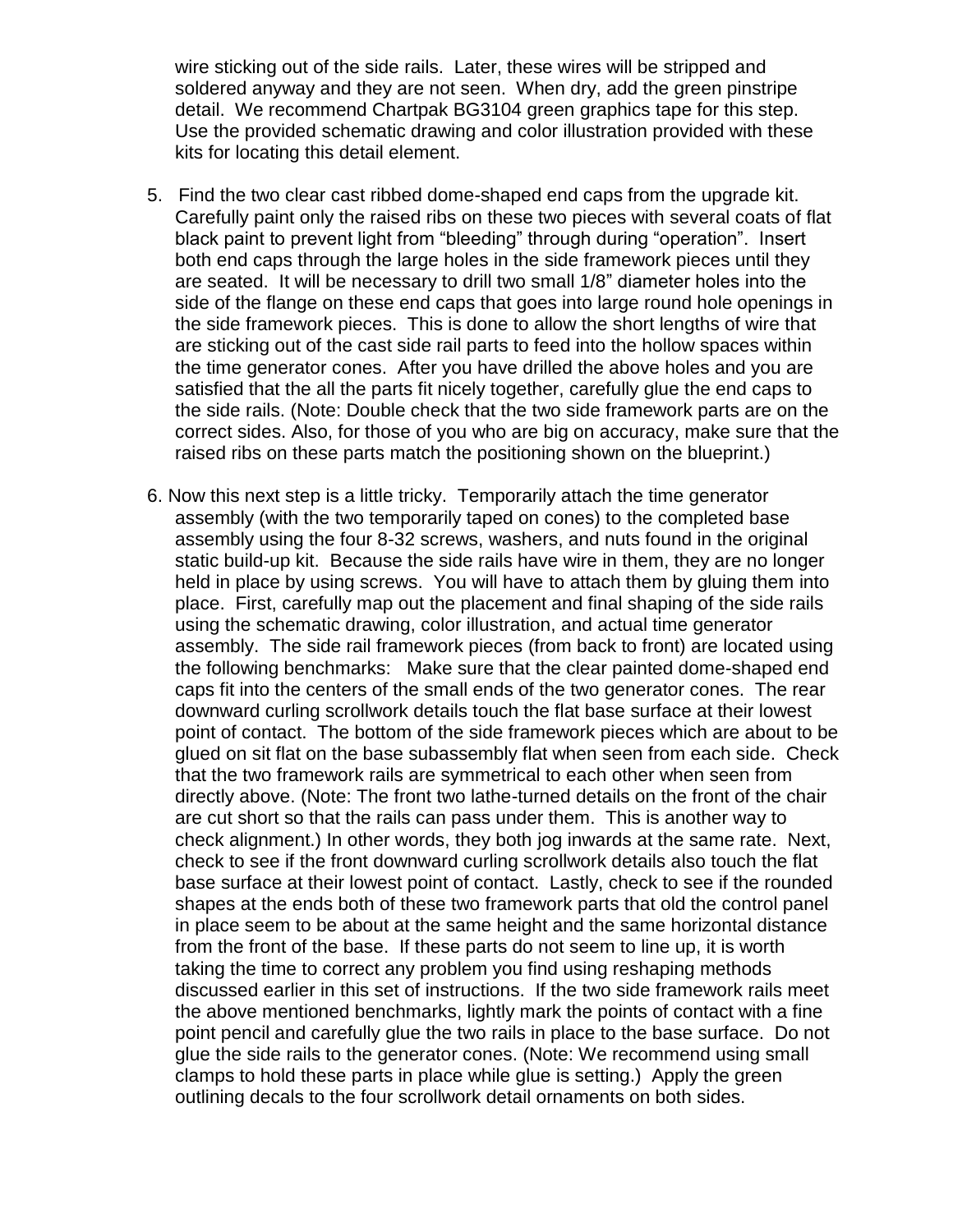wire sticking out of the side rails. Later, these wires will be stripped and soldered anyway and they are not seen. When dry, add the green pinstripe detail. We recommend Chartpak BG3104 green graphics tape for this step. Use the provided schematic drawing and color illustration provided with these kits for locating this detail element.

5. Find the two clear cast ribbed dome-shaped end caps from the upgrade kit. Carefully paint only the raised ribs on these two pieces with several coats of flat black paint to prevent light from “bleeding” through during “operation”. Insert both end caps through the large holes in the side framework pieces until they are seated. It will be necessary to drill two small 1/8” diameter holes into the side of the flange on these end caps that goes into large round hole openings in the side framework pieces. This is done to allow the short lengths of wire that are sticking out of the cast side rail parts to feed into the hollow spaces within the time generator cones. After you have drilled the above holes and you are satisfied that the all the parts fit nicely together, carefully glue the end caps to the side rails. (Note: Double check that the two side framework parts are on the correct sides. Also, for those of you who are big on accuracy, make sure that the raised ribs on these parts match the positioning shown on the blueprint.)

6. Now this next step is a little tricky. Temporarily attach the time generator assembly (with the two temporarily taped on cones) to the completed base assembly using the four 8-32 screws, washers, and nuts found in the original static build-up kit. Because the side rails have wire in them, they are no longer held in place by using screws. You will have to attach them by gluing them into place. First, carefully map out the placement and final shaping of the side rails using the schematic drawing, color illustration, and actual time generator assembly. The side rail framework pieces (from back to front) are located using the following benchmarks: Make sure that the clear painted dome-shaped end caps fit into the centers of the small ends of the two generator cones. The rear downward curling scrollwork details touch the flat base surface at their lowest point of contact. The bottom of the side framework pieces which are about to be glued on sit flat on the base subassembly flat when seen from each side. Check that the two framework rails are symmetrical to each other when seen from directly above. (Note: The front two lathe-turned details on the front of the chair are cut short so that the rails can pass under them. This is another way to check alignment.) In other words, they both jog inwards at the same rate. Next, check to see if the front downward curling scrollwork details also touch the flat base surface at their lowest point of contact. Lastly, check to see if the rounded shapes at the ends both of these two framework parts that old the control panel in place seem to be about at the same height and the same horizontal distance from the front of the base. If these parts do not seem to line up, it is worth taking the time to correct any problem you find using reshaping methods discussed earlier in this set of instructions. If the two side framework rails meet the above mentioned benchmarks, lightly mark the points of contact with a fine point pencil and carefully glue the two rails in place to the base surface. Do not glue the side rails to the generator cones. (Note: We recommend using small clamps to hold these parts in place while glue is setting.) Apply the green outlining decals to the four scrollwork detail ornaments on both sides.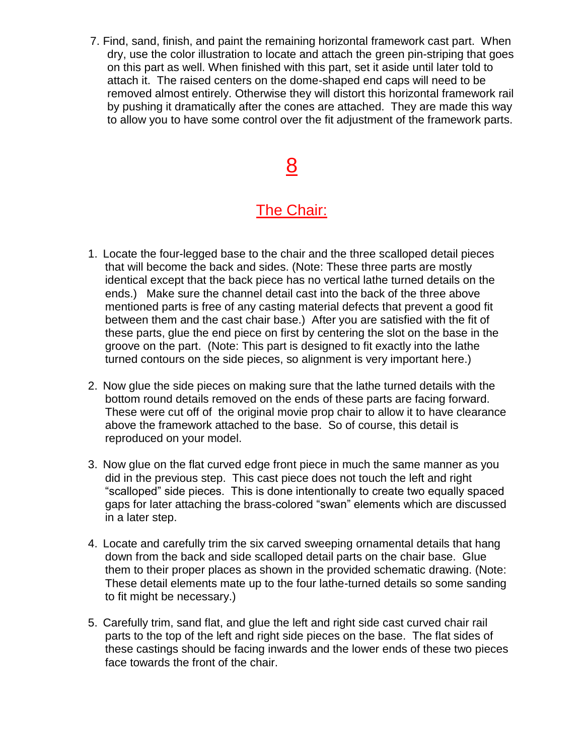7. Find, sand, finish, and paint the remaining horizontal framework cast part. When dry, use the color illustration to locate and attach the green pin-striping that goes on this part as well. When finished with this part, set it aside until later told to attach it. The raised centers on the dome-shaped end caps will need to be removed almost entirely. Otherwise they will distort this horizontal framework rail by pushing it dramatically after the cones are attached. They are made this way to allow you to have some control over the fit adjustment of the framework parts.

# 8

## The Chair:

1. Locate the four-legged base to the chair and the three scalloped detail pieces that will become the back and sides. (Note: These three parts are mostly identical except that the back piece has no vertical lathe turned details on the ends.) Make sure the channel detail cast into the back of the three above mentioned parts is free of any casting material defects that prevent a good fit between them and the cast chair base.) After you are satisfied with the fit of these parts, glue the end piece on first by centering the slot on the base in the groove on the part. (Note: This part is designed to fit exactly into the lathe turned contours on the side pieces, so alignment is very important here.)

2. Now glue the side pieces on making sure that the lathe turned details with the bottom round details removed on the ends of these parts are facing forward. These were cut off of the original movie prop chair to allow it to have clearance above the framework attached to the base. So of course, this detail is reproduced on your model.

3. Now glue on the flat curved edge front piece in much the same manner as you did in the previous step. This cast piece does not touch the left and right "scalloped" side pieces. This is done intentionally to create two equally spaced gaps for later attaching the brass-colored "swan" elements which are discussed in a later step.

4. Locate and carefully trim the six carved sweeping ornamental details that hang down from the back and side scalloped detail parts on the chair base. Glue them to their proper places as shown in the provided schematic drawing. (Note: These detail elements mate up to the four lathe-turned details so some sanding to fit might be necessary.)

5. Carefully trim, sand flat, and glue the left and right side cast curved chair rail parts to the top of the left and right side pieces on the base. The flat sides of these castings should be facing inwards and the lower ends of these two pieces face towards the front of the chair.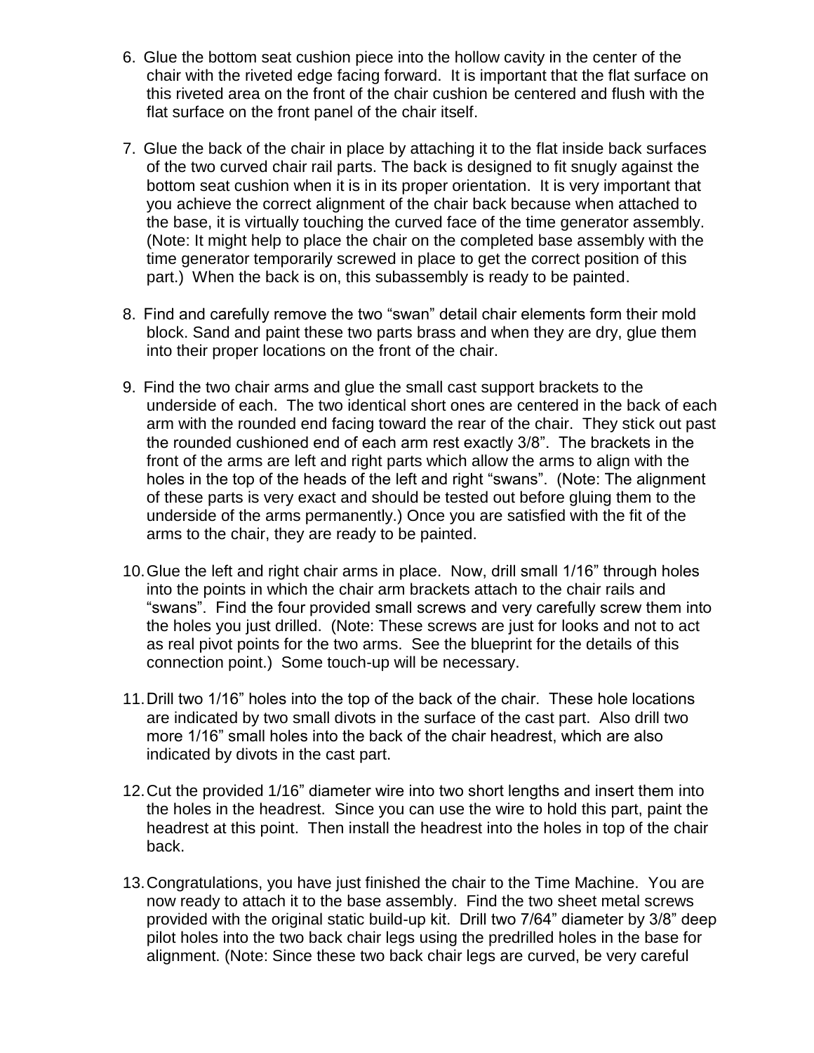6. Glue the bottom seat cushion piece into the hollow cavity in the center of the chair with the riveted edge facing forward. It is important that the flat surface on this riveted area on the front of the chair cushion be centered and flush with the flat surface on the front panel of the chair itself.

7. Glue the back of the chair in place by attaching it to the flat inside back surfaces of the two curved chair rail parts. The back is designed to fit snugly against the bottom seat cushion when it is in its proper orientation. It is very important that you achieve the correct alignment of the chair back because when attached to the base, it is virtually touching the curved face of the time generator assembly. (Note: It might help to place the chair on the completed base assembly with the time generator temporarily screwed in place to get the correct position of this part.) When the back is on, this subassembly is ready to be painted.

8. Find and carefully remove the two "swan" detail chair elements form their mold block. Sand and paint these two parts brass and when they are dry, glue them into their proper locations on the front of the chair.

9. Find the two chair arms and glue the small cast support brackets to the underside of each. The two identical short ones are centered in the back of each arm with the rounded end facing toward the rear of the chair. They stick out past the rounded cushioned end of each arm rest exactly 3/8". The brackets in the front of the arms are left and right parts which allow the arms to align with the holes in the top of the heads of the left and right "swans". (Note: The alignment of these parts is very exact and should be tested out before gluing them to the underside of the arms permanently.) Once you are satisfied with the fit of the arms to the chair, they are ready to be painted.

10. Glue the left and right chair arms in place. Now, drill small 1/16" through holes into the points in which the chair arm brackets attach to the chair rails and "swans". Find the four provided small screws and very carefully screw them into the holes you just drilled. (Note: These screws are just for looks and not to act as real pivot points for the two arms. See the blueprint for the details of this connection point.) Some touch-up will be necessary.

11. Drill two 1/16" holes into the top of the back of the chair. These hole locations are indicated by two small divots in the surface of the cast part. Also drill two more 1/16" small holes into the back of the chair headrest, which are also indicated by divots in the cast part.

12. Cut the provided 1/16" diameter wire into two short lengths and insert them into the holes in the headrest. Since you can use the wire to hold this part, paint the headrest at this point. Then install the headrest into the holes in top of the chair back.

13. Congratulations, you have just finished the chair to the Time Machine. You are now ready to attach it to the base assembly. Find the two sheet metal screws provided with the original static build-up kit. Drill two 7/64" diameter by 3/8" deep pilot holes into the two back chair legs using the predrilled holes in the base for alignment. (Note: Since these two back chair legs are curved, be very careful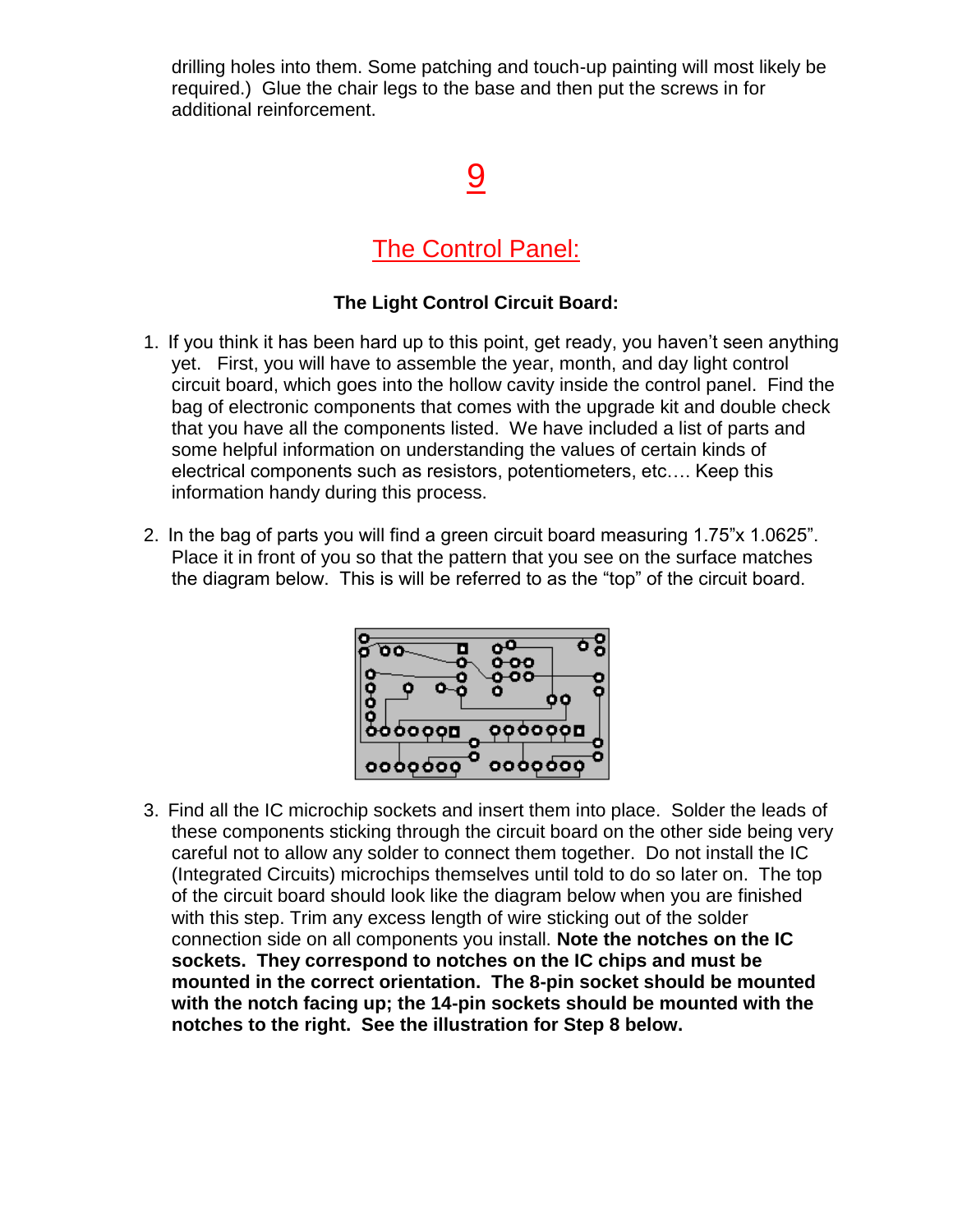drilling holes into them. Some patching and touch-up painting will most likely be required.) Glue the chair legs to the base and then put the screws in for additional reinforcement.

# 9

# The Control Panel:

### The Light Control Circuit Board:

1. If you think it has been hard up to this point, get ready, you haven't seen anything yet. First, you will have to assemble the year, month, and day light control circuit board, which goes into the hollow cavity inside the control panel. Find the bag of electronic components that comes with the upgrade kit and double check that you have all the components listed. We have included a list of parts and some helpful information on understanding the values of certain kinds of electrical components such as resistors, potentiometers, etc.… Keep this information handy during this process.

2. In the bag of parts you will find a green circuit board measuring 1.75"x 1.0625". Place it in front of you so that the pattern that you see on the surface matches the diagram below. This is will be referred to as the "top" of the circuit board.

3. Find all the IC microchip sockets and insert them into place. Solder the leads of these components sticking through the circuit board on the other side being very careful not to allow any solder to connect them together. Do not install the IC (Integrated Circuits) microchips themselves until told to do so later on. The top of the circuit board should look like the diagram below when you are finished with this step. Trim any excess length of wire sticking out of the solder connection side on all components you install. **Note the notches on the IC sockets. They correspond to notches on the IC chips and must be mounted in the correct orientation. The 8-pin socket should be mounted with the notch facing up; the 14-pin sockets should be mounted with the notches to the right. See the illustration for Step 8 below.**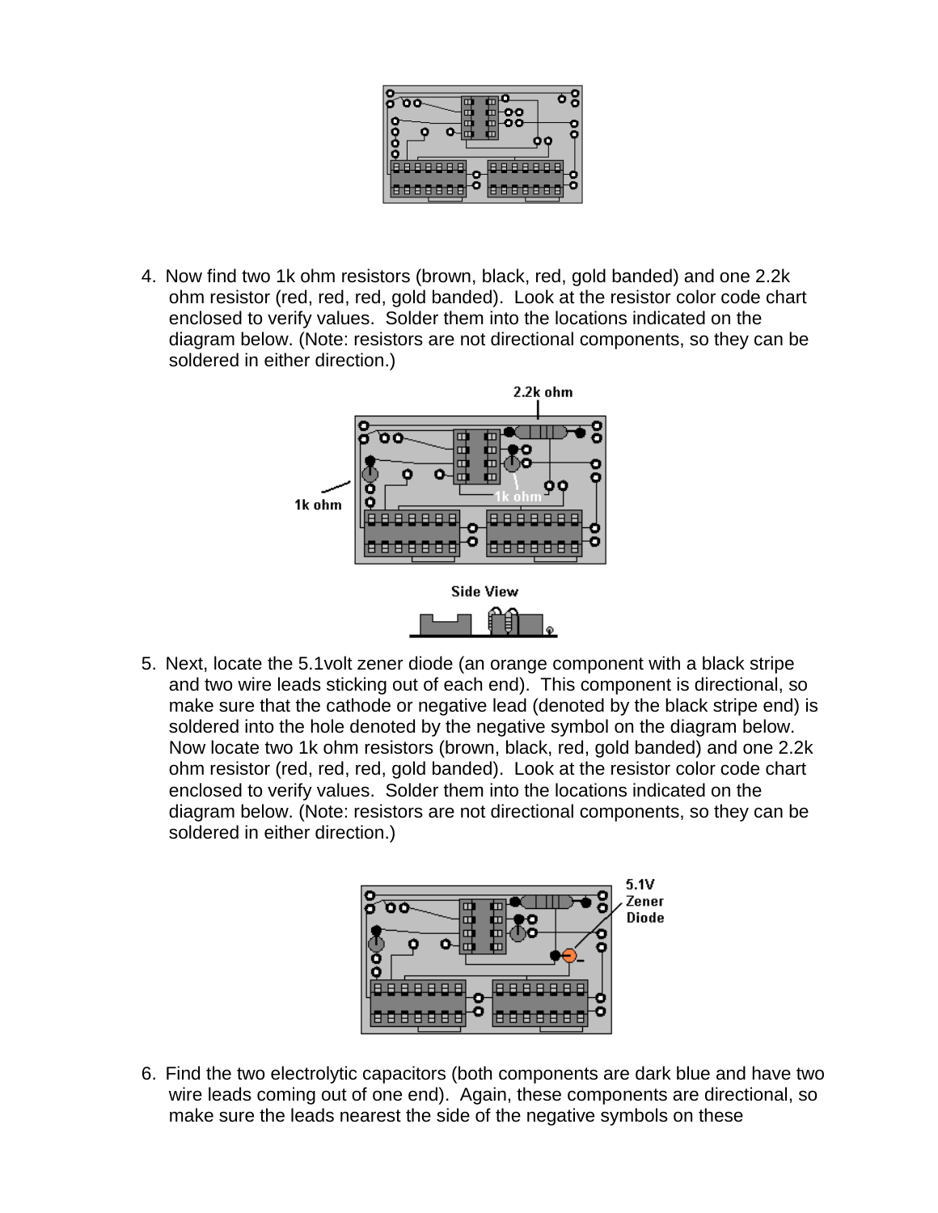4. Now find two 1k ohm resistors (brown, black, red, gold banded) and one 2.2k ohm resistor (red, red, red, gold banded). Look at the resistor color code chart enclosed to verify values. Solder them into the locations indicated on the diagram below. (Note: resistors are not directional components, so they can be soldered in either direction.)

5. Next, locate the 5.1volt zener diode (an orange component with a black stripe and two wire leads sticking out of each end). This component is directional, so make sure that the cathode or negative lead (denoted by the black stripe end) is soldered into the hole denoted by the negative symbol on the diagram below. Now locate two 1k ohm resistors (brown, black, red, gold banded) and one 2.2k ohm resistor (red, red, red, gold banded). Look at the resistor color code chart enclosed to verify values. Solder them into the locations indicated on the diagram below. (Note: resistors are not directional components, so they can be soldered in either direction.)

6. Find the two electrolytic capacitors (both components are dark blue and have two wire leads coming out of one end). Again, these components are directional, so make sure the leads nearest the side of the negative symbols on these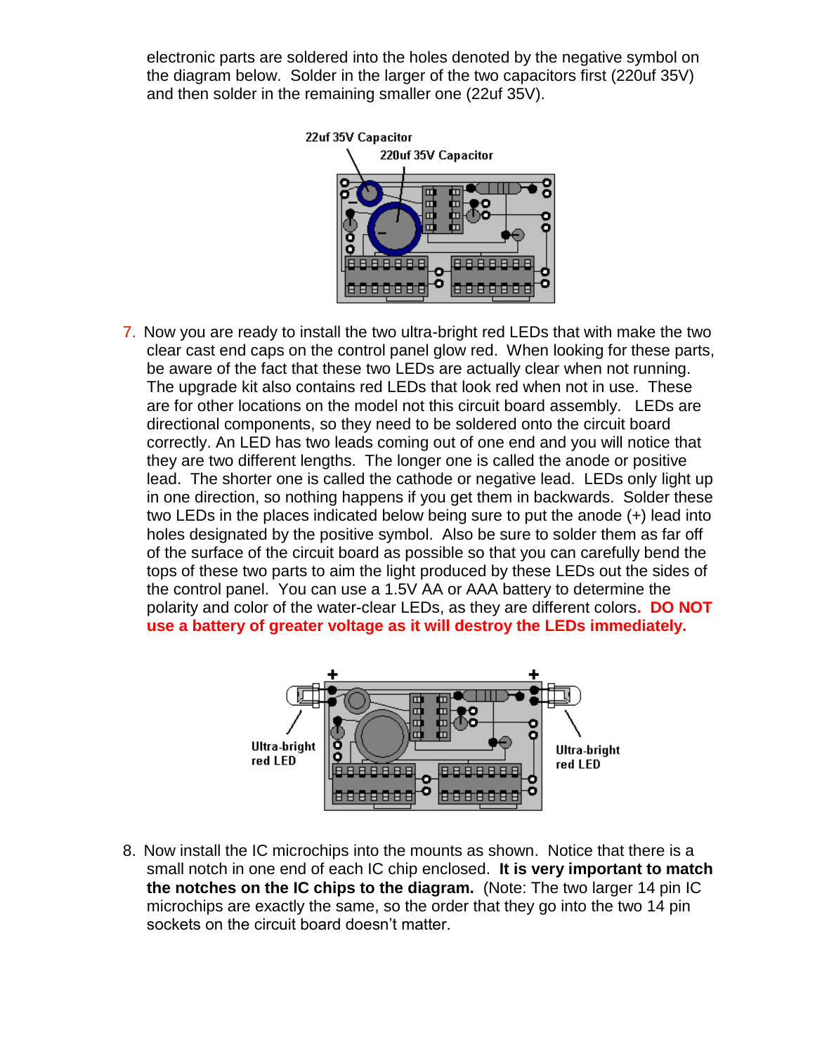electronic parts are soldered into the holes denoted by the negative symbol on the diagram below. Solder in the larger of the two capacitors first (220uf 35V) and then solder in the remaining smaller one (22uf 35V).

7. Now you are ready to install the two ultra-bright red LEDs that with make the two clear cast end caps on the control panel glow red. When looking for these parts, be aware of the fact that these two LEDs are actually clear when not running. The upgrade kit also contains red LEDs that look red when not in use. These are for other locations on the model not this circuit board assembly. LEDs are directional components, so they need to be soldered onto the circuit board correctly. An LED has two leads coming out of one end and you will notice that they are two different lengths. The longer one is called the anode or positive lead. The shorter one is called the cathode or negative lead. LEDs only light up in one direction, so nothing happens if you get them in backwards. Solder these two LEDs in the places indicated below being sure to put the anode (+) lead into holes designated by the positive symbol. Also be sure to solder them as far off of the surface of the circuit board as possible so that you can carefully bend the tops of these two parts to aim the light produced by these LEDs out the sides of the control panel. You can use a 1.5V AA or AAA battery to determine the polarity and color of the water-clear LEDs, as they are different colors. **DO NOT use a battery of greater voltage as it will destroy the LEDs immediately.**

8. Now install the IC microchips into the mounts as shown. Notice that there is a small notch in one end of each IC chip enclosed. **It is very important to match the notches on the IC chips to the diagram.** (Note: The two larger 14 pin IC microchips are exactly the same, so the order that they go into the two 14 pin sockets on the circuit board doesn't matter.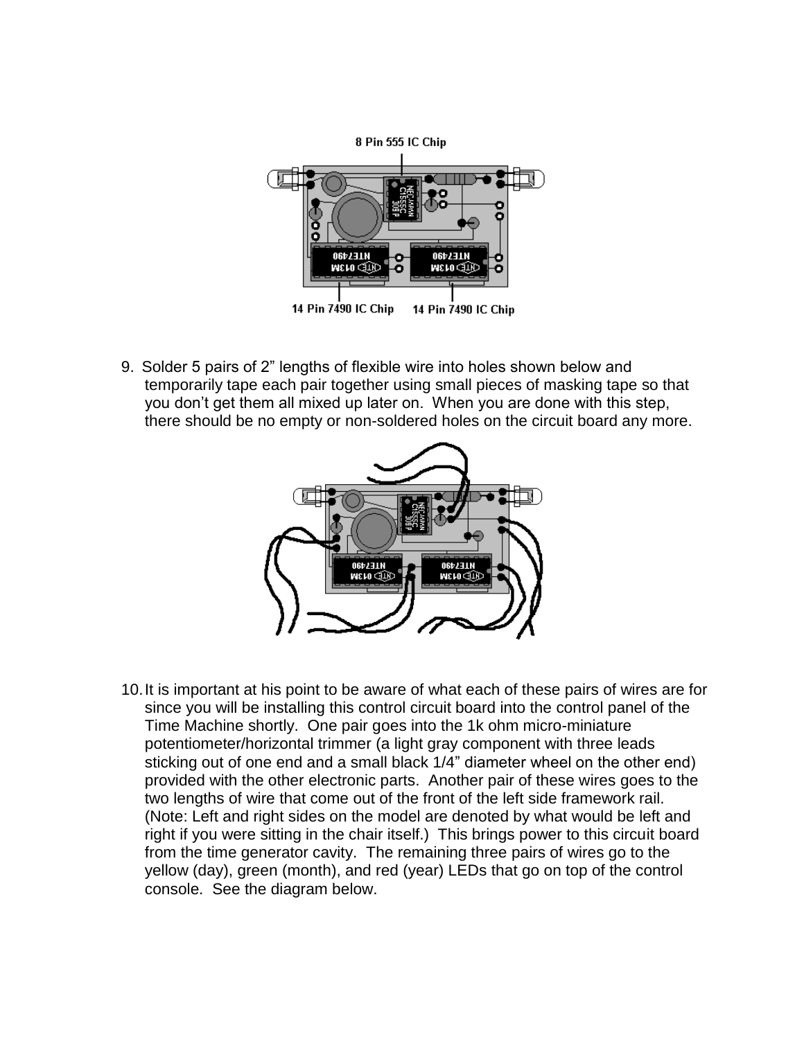8 Pin 555 IC Chip

14 Pin 7490 IC Chip    14 Pin 7490 IC Chip

9. Solder 5 pairs of 2” lengths of flexible wire into holes shown below and temporarily tape each pair together using small pieces of masking tape so that you don’t get them all mixed up later on. When you are done with this step, there should be no empty or non-soldered holes on the circuit board any more.

10. It is important at his point to be aware of what each of these pairs of wires are for since you will be installing this control circuit board into the control panel of the Time Machine shortly. One pair goes into the 1k ohm micro-miniature potentiometer/horizontal trimmer (a light gray component with three leads sticking out of one end and a small black 1/4” diameter wheel on the other end) provided with the other electronic parts. Another pair of these wires goes to the two lengths of wire that come out of the front of the left side framework rail. (Note: Left and right sides on the model are denoted by what would be left and right if you were sitting in the chair itself.) This brings power to this circuit board from the time generator cavity. The remaining three pairs of wires go to the yellow (day), green (month), and red (year) LEDs that go on top of the control console. See the diagram below.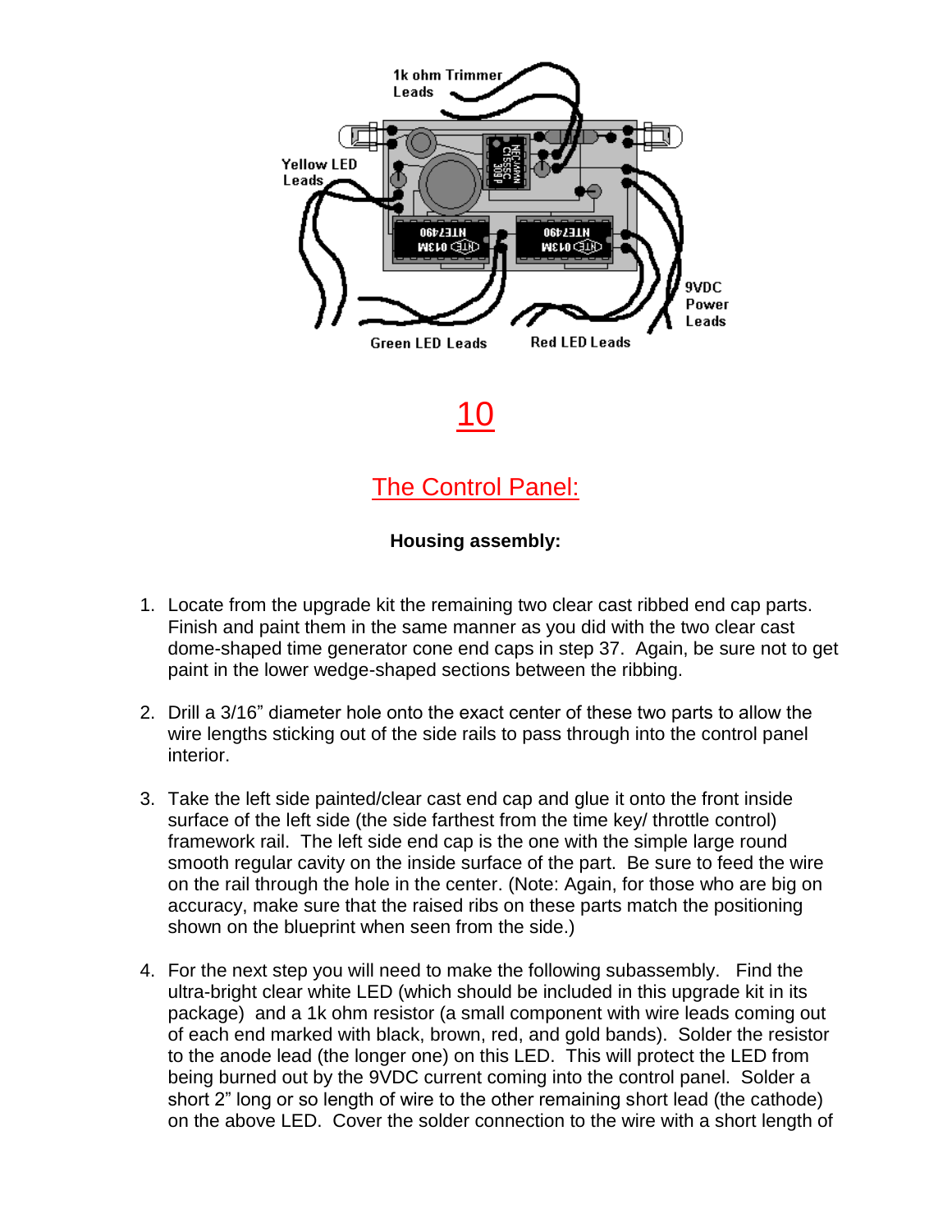1k ohm Trimmer Leads

Yellow LED Leads

9VDC Power Leads

Green LED Leads

Red LED Leads

# 10

## The Control Panel:

**Housing assembly:**

1. Locate from the upgrade kit the remaining two clear cast ribbed end cap parts. Finish and paint them in the same manner as you did with the two clear cast dome-shaped time generator cone end caps in step 37. Again, be sure not to get paint in the lower wedge-shaped sections between the ribbing.

2. Drill a 3/16" diameter hole onto the exact center of these two parts to allow the wire lengths sticking out of the side rails to pass through into the control panel interior.

3. Take the left side painted/clear cast end cap and glue it onto the front inside surface of the left side (the side farthest from the time key/ throttle control) framework rail. The left side end cap is the one with the simple large round smooth regular cavity on the inside surface of the part. Be sure to feed the wire on the rail through the hole in the center. (Note: Again, for those who are big on accuracy, make sure that the raised ribs on these parts match the positioning shown on the blueprint when seen from the side.)

4. For the next step you will need to make the following subassembly. Find the ultra-bright clear white LED (which should be included in this upgrade kit in its package) and a 1k ohm resistor (a small component with wire leads coming out of each end marked with black, brown, red, and gold bands). Solder the resistor to the anode lead (the longer one) on this LED. This will protect the LED from being burned out by the 9VDC current coming into the control panel. Solder a short 2" long or so length of wire to the other remaining short lead (the cathode) on the above LED. Cover the solder connection to the wire with a short length of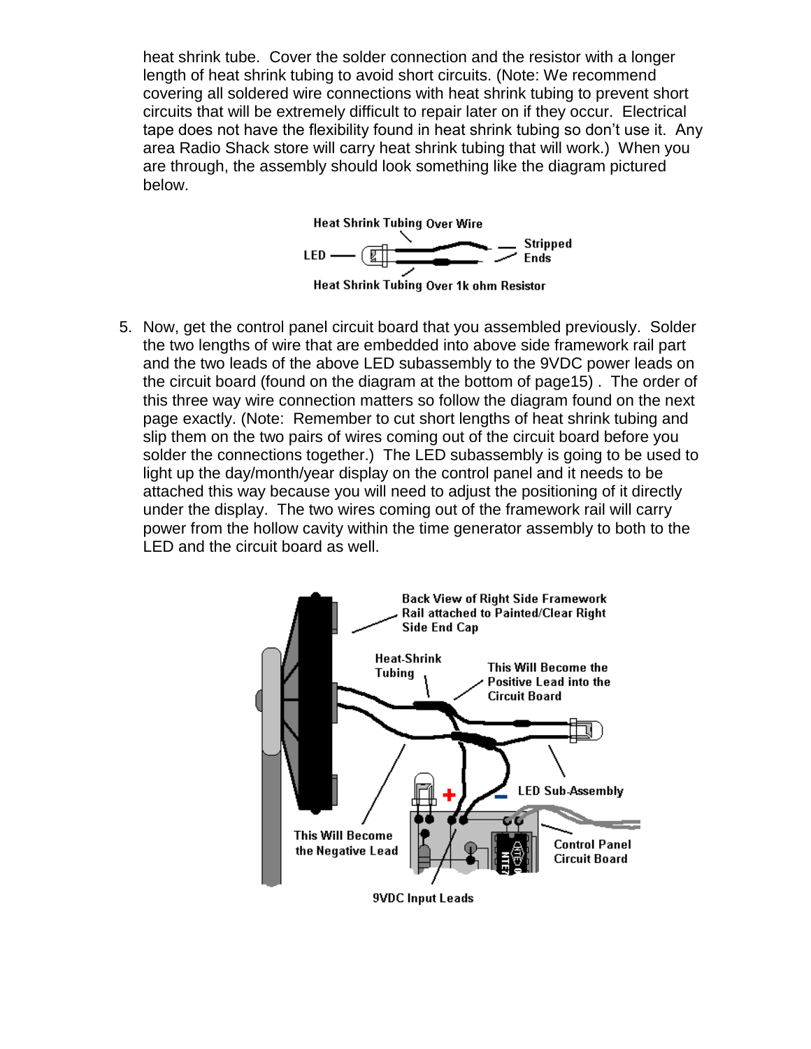heat shrink tube. Cover the solder connection and the resistor with a longer length of heat shrink tubing to avoid short circuits. (Note: We recommend covering all soldered wire connections with heat shrink tubing to prevent short circuits that will be extremely difficult to repair later on if they occur. Electrical tape does not have the flexibility found in heat shrink tubing so don't use it. Any area Radio Shack store will carry heat shrink tubing that will work.) When you are through, the assembly should look something like the diagram pictured below.

Heat Shrink Tubing Over Wire

LED

Stripped Ends

Heat Shrink Tubing Over 1k ohm Resistor

5. Now, get the control panel circuit board that you assembled previously. Solder the two lengths of wire that are embedded into above side framework rail part and the two leads of the above LED subassembly to the 9VDC power leads on the circuit board (found on the diagram at the bottom of page15) . The order of this three way wire connection matters so follow the diagram found on the next page exactly. (Note: Remember to cut short lengths of heat shrink tubing and slip them on the two pairs of wires coming out of the circuit board before you solder the connections together.) The LED subassembly is going to be used to light up the day/month/year display on the control panel and it needs to be attached this way because you will need to adjust the positioning of it directly under the display. The two wires coming out of the framework rail will carry power from the hollow cavity within the time generator assembly to both to the LED and the circuit board as well.

Back View of Right Side Framework Rail attached to Painted/Clear Right Side End Cap

Heat-Shrink Tubing

This Will Become the Positive Lead into the Circuit Board

LED Sub-Assembly

This Will Become the Negative Lead

Control Panel Circuit Board

9VDC Input Leads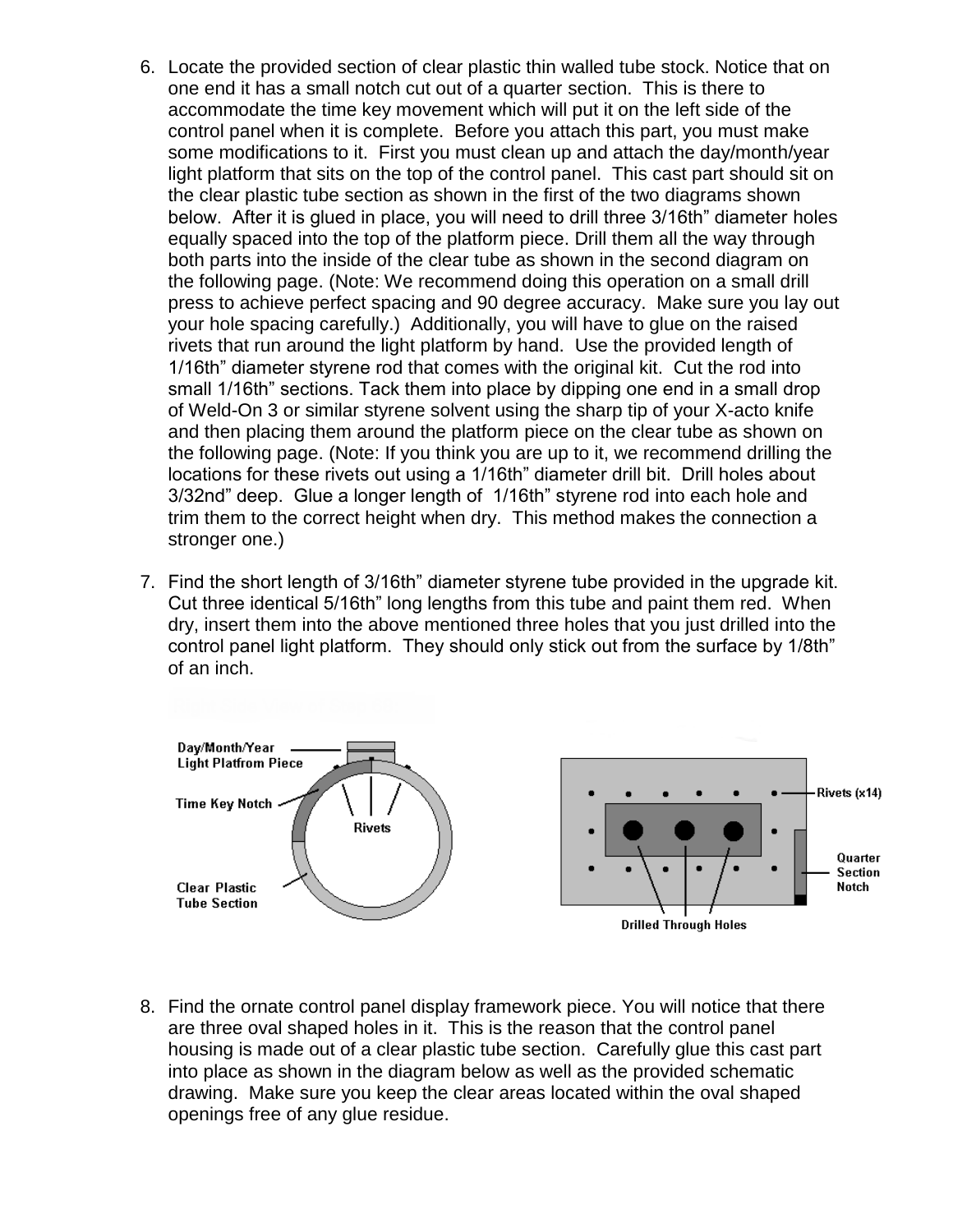6. Locate the provided section of clear plastic thin walled tube stock. Notice that on one end it has a small notch cut out of a quarter section. This is there to accommodate the time key movement which will put it on the left side of the control panel when it is complete. Before you attach this part, you must make some modifications to it. First you must clean up and attach the day/month/year light platform that sits on the top of the control panel. This cast part should sit on the clear plastic tube section as shown in the first of the two diagrams shown below. After it is glued in place, you will need to drill three 3/16th" diameter holes equally spaced into the top of the platform piece. Drill them all the way through both parts into the inside of the clear tube as shown in the second diagram on the following page. (Note: We recommend doing this operation on a small drill press to achieve perfect spacing and 90 degree accuracy. Make sure you lay out your hole spacing carefully.) Additionally, you will have to glue on the raised rivets that run around the light platform by hand. Use the provided length of 1/16th" diameter styrene rod that comes with the original kit. Cut the rod into small 1/16th" sections. Tack them into place by dipping one end in a small drop of Weld-On 3 or similar styrene solvent using the sharp tip of your X-acto knife and then placing them around the platform piece on the clear tube as shown on the following page. (Note: If you think you are up to it, we recommend drilling the locations for these rivets out using a 1/16th" diameter drill bit. Drill holes about 3/32nd" deep. Glue a longer length of 1/16th" styrene rod into each hole and trim them to the correct height when dry. This method makes the connection a stronger one.)

7. Find the short length of 3/16th" diameter styrene tube provided in the upgrade kit. Cut three identical 5/16th" long lengths from this tube and paint them red. When dry, insert them into the above mentioned three holes that you just drilled into the control panel light platform. They should only stick out from the surface by 1/8th" of an inch.

Day/Month/Year Light Platfrom Piece

Time Key Notch

Rivets

Clear Plastic Tube Section

Rivets (x14)

Quarter Section Notch

Drilled Through Holes

8. Find the ornate control panel display framework piece. You will notice that there are three oval shaped holes in it. This is the reason that the control panel housing is made out of a clear plastic tube section. Carefully glue this cast part into place as shown in the diagram below as well as the provided schematic drawing. Make sure you keep the clear areas located within the oval shaped openings free of any glue residue.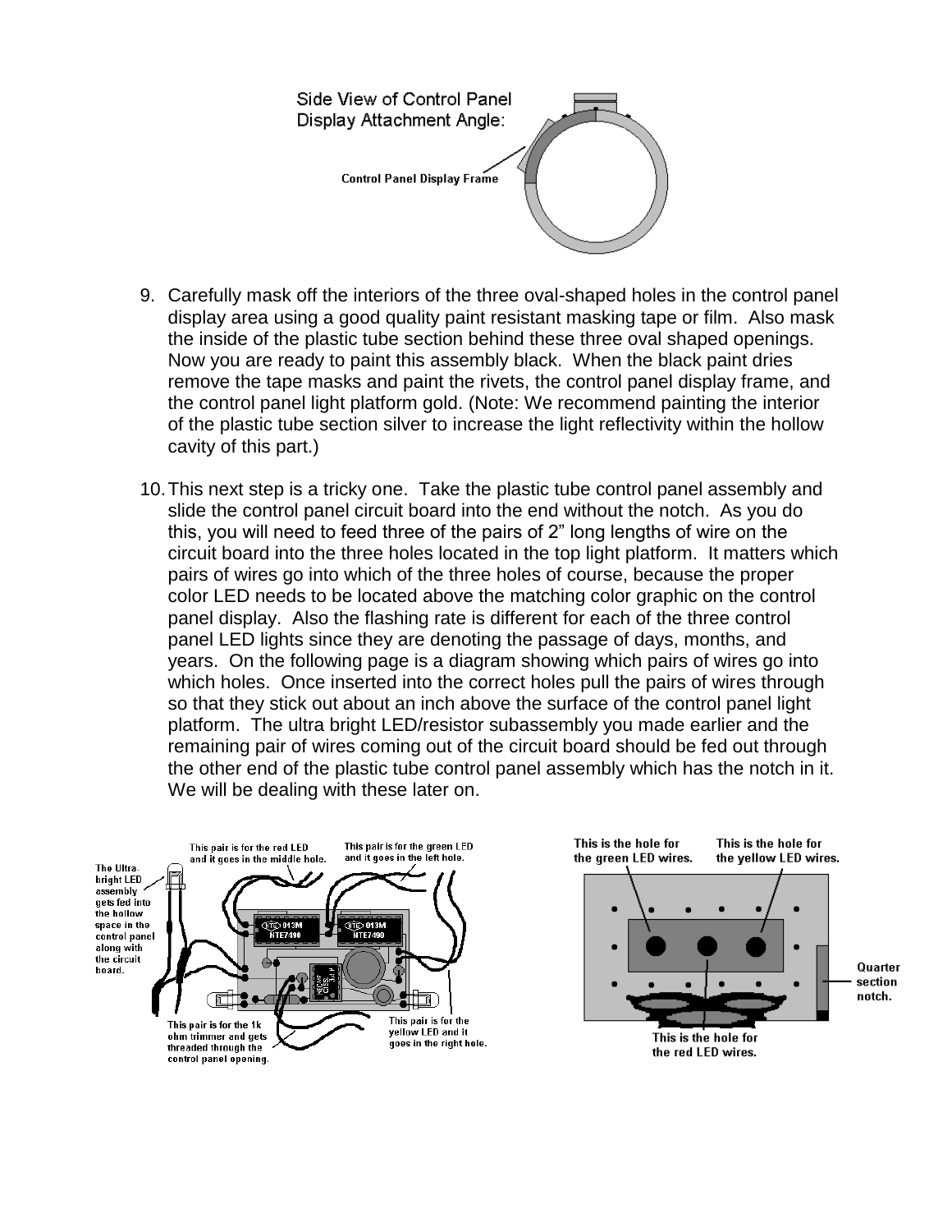Side View of Control Panel
Display Attachment Angle:

Control Panel Display Frame

9. Carefully mask off the interiors of the three oval-shaped holes in the control panel display area using a good quality paint resistant masking tape or film. Also mask the inside of the plastic tube section behind these three oval shaped openings. Now you are ready to paint this assembly black. When the black paint dries remove the tape masks and paint the rivets, the control panel display frame, and the control panel light platform gold. (Note: We recommend painting the interior of the plastic tube section silver to increase the light reflectivity within the hollow cavity of this part.)

10. This next step is a tricky one. Take the plastic tube control panel assembly and slide the control panel circuit board into the end without the notch. As you do this, you will need to feed three of the pairs of 2" long lengths of wire on the circuit board into the three holes located in the top light platform. It matters which pairs of wires go into which of the three holes of course, because the proper color LED needs to be located above the matching color graphic on the control panel display. Also the flashing rate is different for each of the three control panel LED lights since they are denoting the passage of days, months, and years. On the following page is a diagram showing which pairs of wires go into which holes. Once inserted into the correct holes pull the pairs of wires through so that they stick out about an inch above the surface of the control panel light platform. The ultra bright LED/resistor subassembly you made earlier and the remaining pair of wires coming out of the circuit board should be fed out through the other end of the plastic tube control panel assembly which has the notch in it. We will be dealing with these later on.

The Ultra-bright LED assembly gets fed into the hollow space in the control panel along with the circuit board.

This pair is for the red LED and it goes in the middle hole.

This pair is for the green LED and it goes in the left hole.

This pair is for the 1k ohm trimmer and gets threaded through the control panel opening.

This pair is for the yellow LED and it goes in the right hole.

This is the hole for the green LED wires.

This is the hole for the yellow LED wires.

Quarter section notch.

This is the hole for the red LED wires.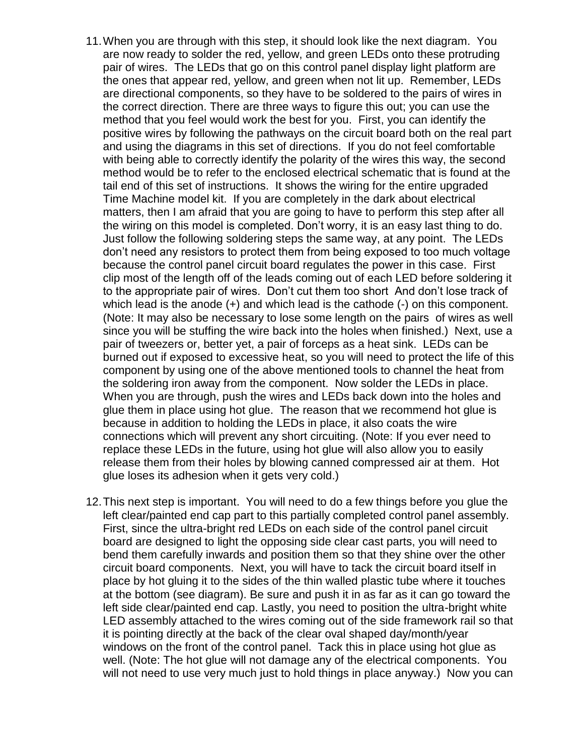11. When you are through with this step, it should look like the next diagram. You are now ready to solder the red, yellow, and green LEDs onto these protruding pair of wires. The LEDs that go on this control panel display light platform are the ones that appear red, yellow, and green when not lit up. Remember, LEDs are directional components, so they have to be soldered to the pairs of wires in the correct direction. There are three ways to figure this out; you can use the method that you feel would work the best for you. First, you can identify the positive wires by following the pathways on the circuit board both on the real part and using the diagrams in this set of directions. If you do not feel comfortable with being able to correctly identify the polarity of the wires this way, the second method would be to refer to the enclosed electrical schematic that is found at the tail end of this set of instructions. It shows the wiring for the entire upgraded Time Machine model kit. If you are completely in the dark about electrical matters, then I am afraid that you are going to have to perform this step after all the wiring on this model is completed. Don't worry, it is an easy last thing to do. Just follow the following soldering steps the same way, at any point. The LEDs don't need any resistors to protect them from being exposed to too much voltage because the control panel circuit board regulates the power in this case. First clip most of the length off of the leads coming out of each LED before soldering it to the appropriate pair of wires. Don't cut them too short And don't lose track of which lead is the anode (+) and which lead is the cathode (-) on this component. (Note: It may also be necessary to lose some length on the pairs of wires as well since you will be stuffing the wire back into the holes when finished.) Next, use a pair of tweezers or, better yet, a pair of forceps as a heat sink. LEDs can be burned out if exposed to excessive heat, so you will need to protect the life of this component by using one of the above mentioned tools to channel the heat from the soldering iron away from the component. Now solder the LEDs in place. When you are through, push the wires and LEDs back down into the holes and glue them in place using hot glue. The reason that we recommend hot glue is because in addition to holding the LEDs in place, it also coats the wire connections which will prevent any short circuiting. (Note: If you ever need to replace these LEDs in the future, using hot glue will also allow you to easily release them from their holes by blowing canned compressed air at them. Hot glue loses its adhesion when it gets very cold.)

12. This next step is important. You will need to do a few things before you glue the left clear/painted end cap part to this partially completed control panel assembly. First, since the ultra-bright red LEDs on each side of the control panel circuit board are designed to light the opposing side clear cast parts, you will need to bend them carefully inwards and position them so that they shine over the other circuit board components. Next, you will have to tack the circuit board itself in place by hot gluing it to the sides of the thin walled plastic tube where it touches at the bottom (see diagram). Be sure and push it in as far as it can go toward the left side clear/painted end cap. Lastly, you need to position the ultra-bright white LED assembly attached to the wires coming out of the side framework rail so that it is pointing directly at the back of the clear oval shaped day/month/year windows on the front of the control panel. Tack this in place using hot glue as well. (Note: The hot glue will not damage any of the electrical components. You will not need to use very much just to hold things in place anyway.) Now you can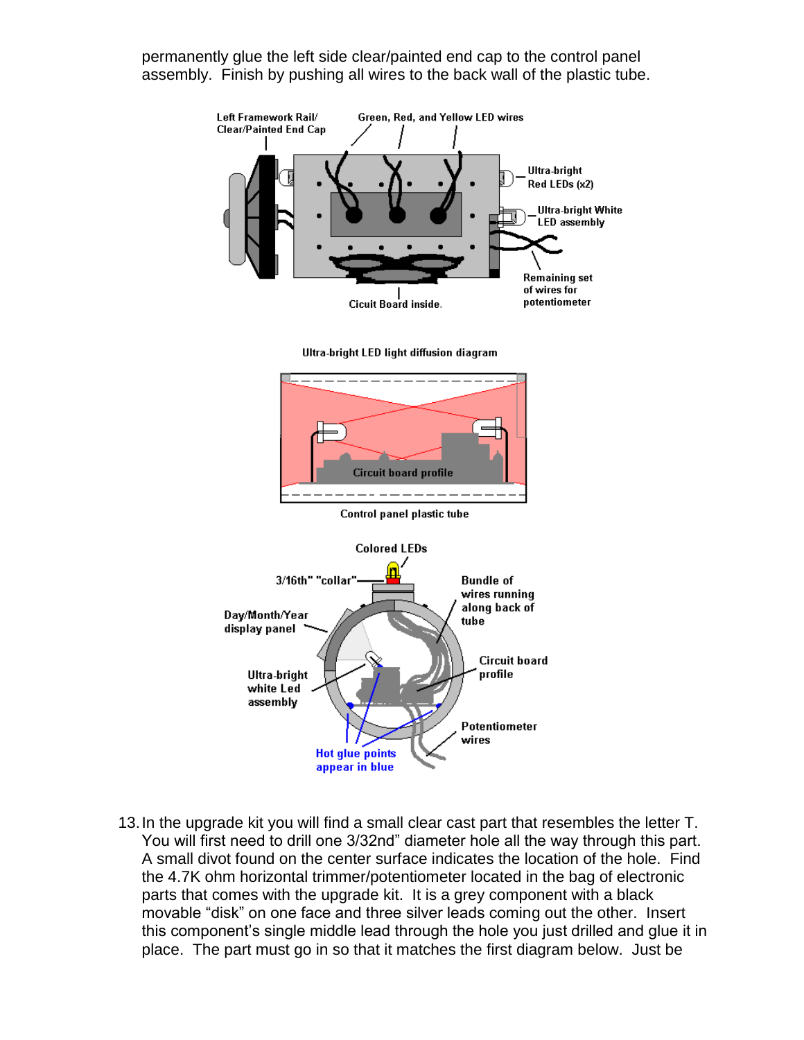permanently glue the left side clear/painted end cap to the control panel assembly. Finish by pushing all wires to the back wall of the plastic tube.

Left Framework Rail/ Clear/Painted End Cap

Green, Red, and Yellow LED wires

Ultra-bright Red LEDs (x2)

Ultra-bright White LED assembly

Remaining set of wires for potentiometer

Cicuit Board inside.

Ultra-bright LED light diffusion diagram

Circuit board profile

Control panel plastic tube

Colored LEDs

3/16th" "collar"

Bundle of wires running along back of tube

Day/Month/Year display panel

Circuit board profile

Ultra-bright white Led assembly

Potentiometer wires

Hot glue points appear in blue

13. In the upgrade kit you will find a small clear cast part that resembles the letter T. You will first need to drill one 3/32nd" diameter hole all the way through this part. A small divot found on the center surface indicates the location of the hole. Find the 4.7K ohm horizontal trimmer/potentiometer located in the bag of electronic parts that comes with the upgrade kit. It is a grey component with a black movable "disk" on one face and three silver leads coming out the other. Insert this component's single middle lead through the hole you just drilled and glue it in place. The part must go in so that it matches the first diagram below. Just be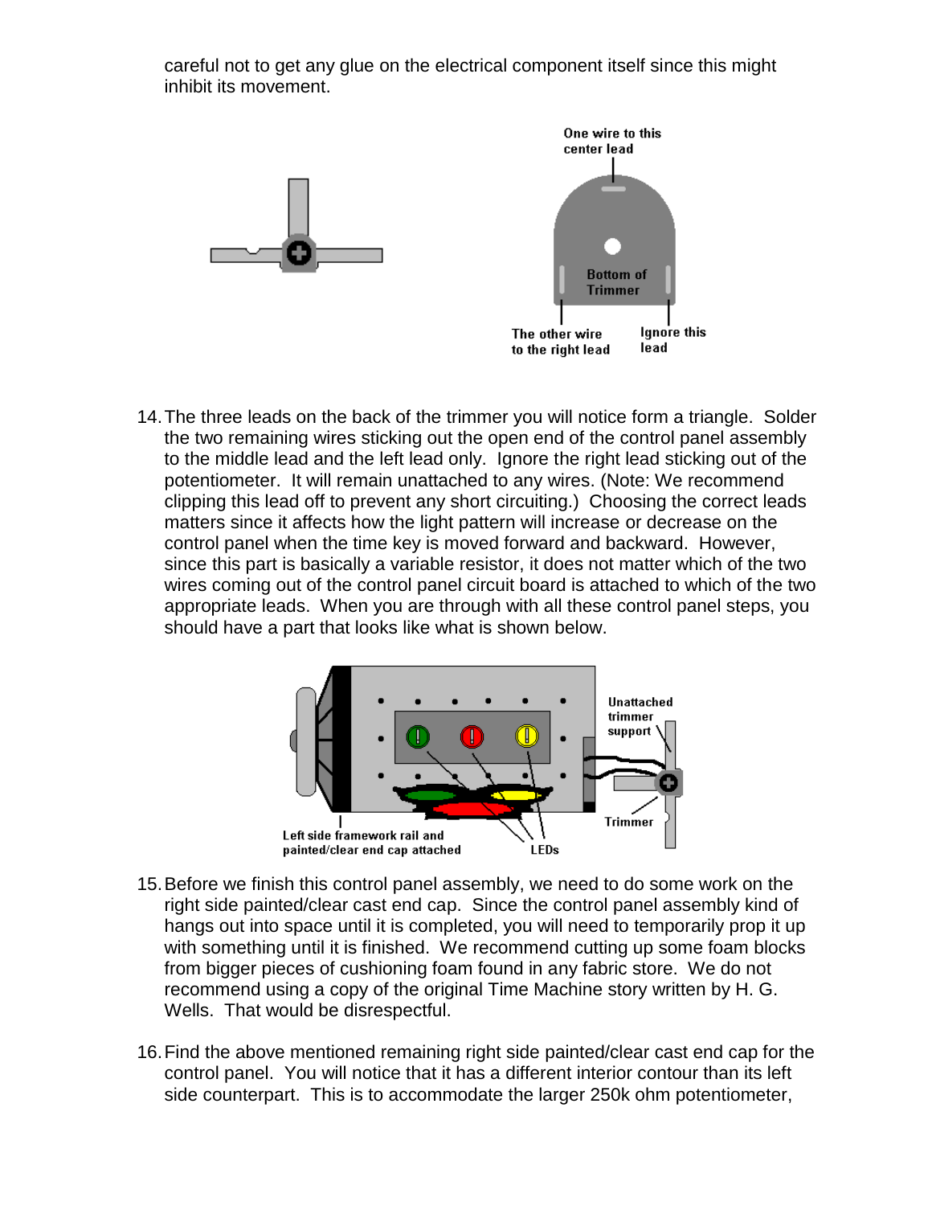careful not to get any glue on the electrical component itself since this might inhibit its movement.

One wire to this center lead

Bottom of Trimmer

The other wire to the right lead

Ignore this lead

14. The three leads on the back of the trimmer you will notice form a triangle. Solder the two remaining wires sticking out the open end of the control panel assembly to the middle lead and the left lead only. Ignore the right lead sticking out of the potentiometer. It will remain unattached to any wires. (Note: We recommend clipping this lead off to prevent any short circuiting.) Choosing the correct leads matters since it affects how the light pattern will increase or decrease on the control panel when the time key is moved forward and backward. However, since this part is basically a variable resistor, it does not matter which of the two wires coming out of the control panel circuit board is attached to which of the two appropriate leads. When you are through with all these control panel steps, you should have a part that looks like what is shown below.

Unattached trimmer support

Trimmer

Left side framework rail and painted/clear end cap attached

LEDs

15. Before we finish this control panel assembly, we need to do some work on the right side painted/clear cast end cap. Since the control panel assembly kind of hangs out into space until it is completed, you will need to temporarily prop it up with something until it is finished. We recommend cutting up some foam blocks from bigger pieces of cushioning foam found in any fabric store. We do not recommend using a copy of the original Time Machine story written by H. G. Wells. That would be disrespectful.

16. Find the above mentioned remaining right side painted/clear cast end cap for the control panel. You will notice that it has a different interior contour than its left side counterpart. This is to accommodate the larger 250k ohm potentiometer,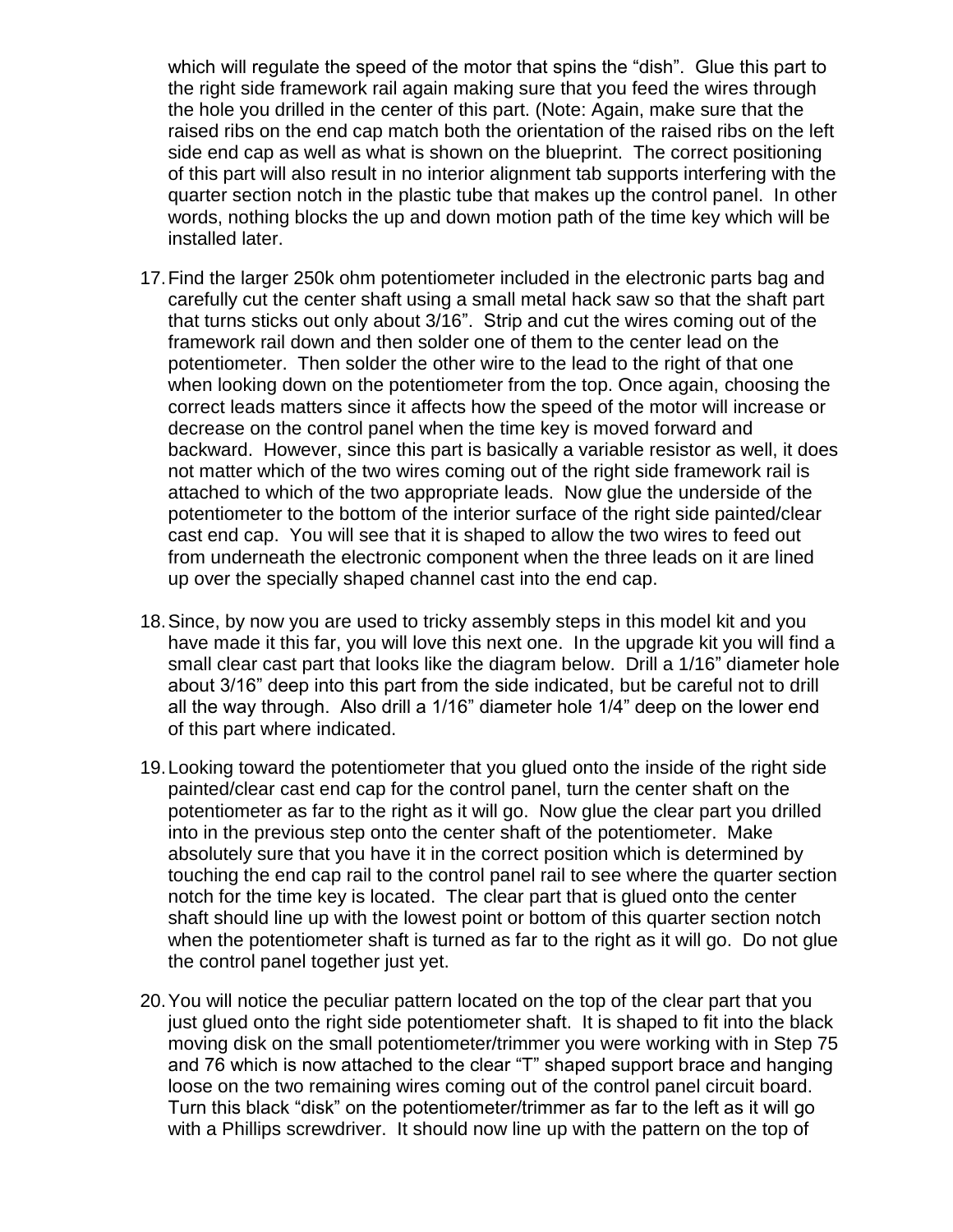which will regulate the speed of the motor that spins the "dish". Glue this part to the right side framework rail again making sure that you feed the wires through the hole you drilled in the center of this part. (Note: Again, make sure that the raised ribs on the end cap match both the orientation of the raised ribs on the left side end cap as well as what is shown on the blueprint. The correct positioning of this part will also result in no interior alignment tab supports interfering with the quarter section notch in the plastic tube that makes up the control panel. In other words, nothing blocks the up and down motion path of the time key which will be installed later.

17. Find the larger 250k ohm potentiometer included in the electronic parts bag and carefully cut the center shaft using a small metal hack saw so that the shaft part that turns sticks out only about 3/16". Strip and cut the wires coming out of the framework rail down and then solder one of them to the center lead on the potentiometer. Then solder the other wire to the lead to the right of that one when looking down on the potentiometer from the top. Once again, choosing the correct leads matters since it affects how the speed of the motor will increase or decrease on the control panel when the time key is moved forward and backward. However, since this part is basically a variable resistor as well, it does not matter which of the two wires coming out of the right side framework rail is attached to which of the two appropriate leads. Now glue the underside of the potentiometer to the bottom of the interior surface of the right side painted/clear cast end cap. You will see that it is shaped to allow the two wires to feed out from underneath the electronic component when the three leads on it are lined up over the specially shaped channel cast into the end cap.

18. Since, by now you are used to tricky assembly steps in this model kit and you have made it this far, you will love this next one. In the upgrade kit you will find a small clear cast part that looks like the diagram below. Drill a 1/16" diameter hole about 3/16" deep into this part from the side indicated, but be careful not to drill all the way through. Also drill a 1/16" diameter hole 1/4" deep on the lower end of this part where indicated.

19. Looking toward the potentiometer that you glued onto the inside of the right side painted/clear cast end cap for the control panel, turn the center shaft on the potentiometer as far to the right as it will go. Now glue the clear part you drilled into in the previous step onto the center shaft of the potentiometer. Make absolutely sure that you have it in the correct position which is determined by touching the end cap rail to the control panel rail to see where the quarter section notch for the time key is located. The clear part that is glued onto the center shaft should line up with the lowest point or bottom of this quarter section notch when the potentiometer shaft is turned as far to the right as it will go. Do not glue the control panel together just yet.

20. You will notice the peculiar pattern located on the top of the clear part that you just glued onto the right side potentiometer shaft. It is shaped to fit into the black moving disk on the small potentiometer/trimmer you were working with in Step 75 and 76 which is now attached to the clear "T" shaped support brace and hanging loose on the two remaining wires coming out of the control panel circuit board. Turn this black "disk" on the potentiometer/trimmer as far to the left as it will go with a Phillips screwdriver. It should now line up with the pattern on the top of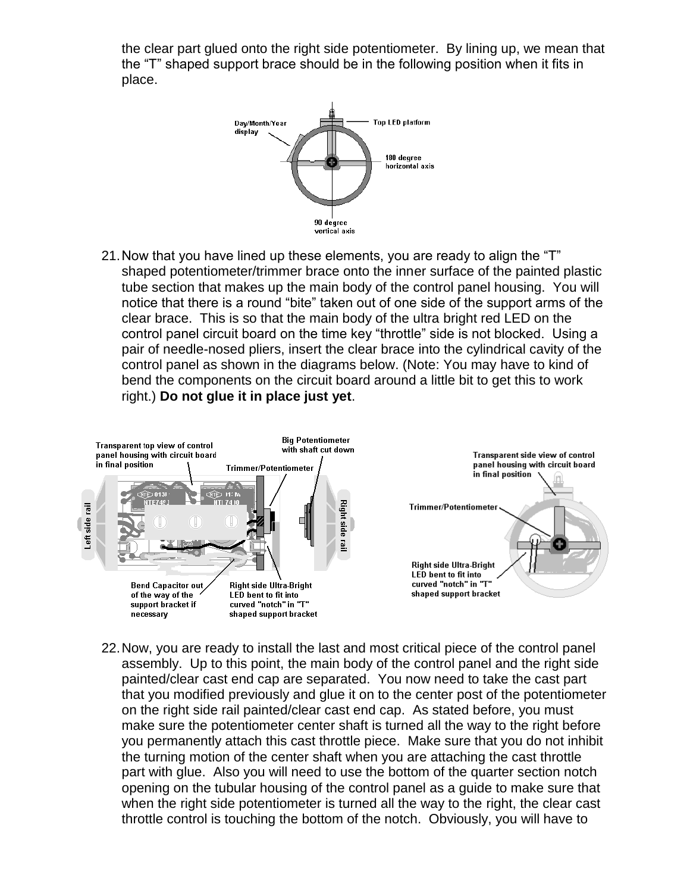the clear part glued onto the right side potentiometer. By lining up, we mean that the "T" shaped support brace should be in the following position when it fits in place.

21. Now that you have lined up these elements, you are ready to align the "T" shaped potentiometer/trimmer brace onto the inner surface of the painted plastic tube section that makes up the main body of the control panel housing. You will notice that there is a round "bite" taken out of one side of the support arms of the clear brace. This is so that the main body of the ultra bright red LED on the control panel circuit board on the time key "throttle" side is not blocked. Using a pair of needle-nosed pliers, insert the clear brace into the cylindrical cavity of the control panel as shown in the diagrams below. (Note: You may have to kind of bend the components on the circuit board around a little bit to get this to work right.) **Do not glue it in place just yet**.

22. Now, you are ready to install the last and most critical piece of the control panel assembly. Up to this point, the main body of the control panel and the right side painted/clear cast end cap are separated. You now need to take the cast part that you modified previously and glue it on to the center post of the potentiometer on the right side rail painted/clear cast end cap. As stated before, you must make sure the potentiometer center shaft is turned all the way to the right before you permanently attach this cast throttle piece. Make sure that you do not inhibit the turning motion of the center shaft when you are attaching the cast throttle part with glue. Also you will need to use the bottom of the quarter section notch opening on the tubular housing of the control panel as a guide to make sure that when the right side potentiometer is turned all the way to the right, the clear cast throttle control is touching the bottom of the notch. Obviously, you will have to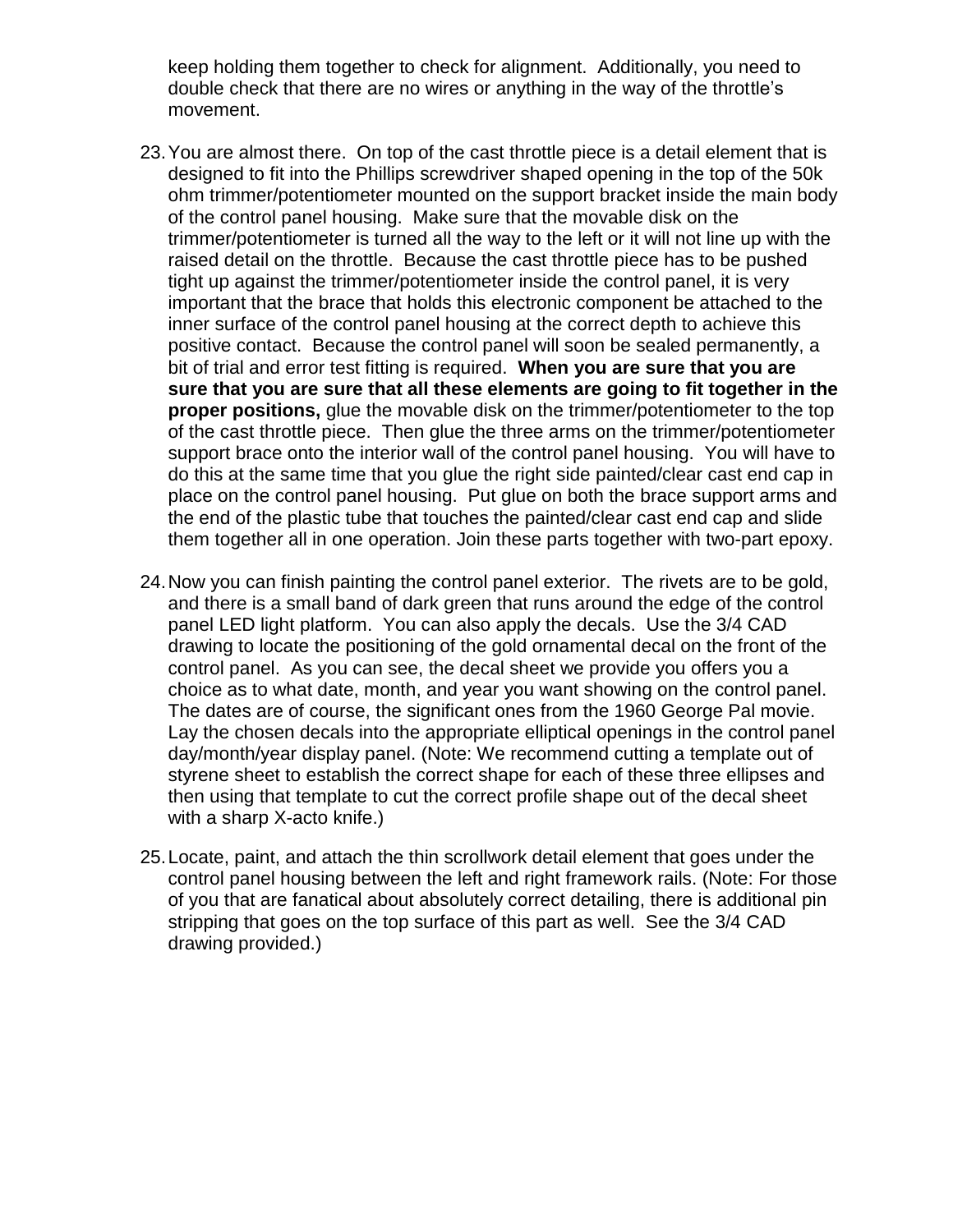keep holding them together to check for alignment. Additionally, you need to double check that there are no wires or anything in the way of the throttle's movement.

23. You are almost there. On top of the cast throttle piece is a detail element that is designed to fit into the Phillips screwdriver shaped opening in the top of the 50k ohm trimmer/potentiometer mounted on the support bracket inside the main body of the control panel housing. Make sure that the movable disk on the trimmer/potentiometer is turned all the way to the left or it will not line up with the raised detail on the throttle. Because the cast throttle piece has to be pushed tight up against the trimmer/potentiometer inside the control panel, it is very important that the brace that holds this electronic component be attached to the inner surface of the control panel housing at the correct depth to achieve this positive contact. Because the control panel will soon be sealed permanently, a bit of trial and error test fitting is required. **When you are sure that you are sure that you are sure that all these elements are going to fit together in the proper positions,** glue the movable disk on the trimmer/potentiometer to the top of the cast throttle piece. Then glue the three arms on the trimmer/potentiometer support brace onto the interior wall of the control panel housing. You will have to do this at the same time that you glue the right side painted/clear cast end cap in place on the control panel housing. Put glue on both the brace support arms and the end of the plastic tube that touches the painted/clear cast end cap and slide them together all in one operation. Join these parts together with two-part epoxy.

24. Now you can finish painting the control panel exterior. The rivets are to be gold, and there is a small band of dark green that runs around the edge of the control panel LED light platform. You can also apply the decals. Use the 3/4 CAD drawing to locate the positioning of the gold ornamental decal on the front of the control panel. As you can see, the decal sheet we provide you offers you a choice as to what date, month, and year you want showing on the control panel. The dates are of course, the significant ones from the 1960 George Pal movie. Lay the chosen decals into the appropriate elliptical openings in the control panel day/month/year display panel. (Note: We recommend cutting a template out of styrene sheet to establish the correct shape for each of these three ellipses and then using that template to cut the correct profile shape out of the decal sheet with a sharp X-acto knife.)

25. Locate, paint, and attach the thin scrollwork detail element that goes under the control panel housing between the left and right framework rails. (Note: For those of you that are fanatical about absolutely correct detailing, there is additional pin stripping that goes on the top surface of this part as well. See the 3/4 CAD drawing provided.)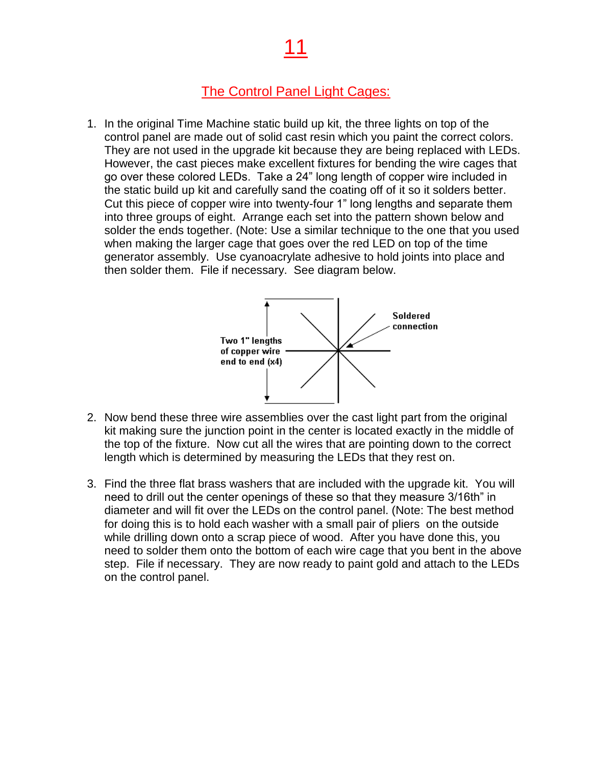# 11

## The Control Panel Light Cages:

1. In the original Time Machine static build up kit, the three lights on top of the control panel are made out of solid cast resin which you paint the correct colors. They are not used in the upgrade kit because they are being replaced with LEDs. However, the cast pieces make excellent fixtures for bending the wire cages that go over these colored LEDs. Take a 24" long length of copper wire included in the static build up kit and carefully sand the coating off of it so it solders better. Cut this piece of copper wire into twenty-four 1" long lengths and separate them into three groups of eight. Arrange each set into the pattern shown below and solder the ends together. (Note: Use a similar technique to the one that you used when making the larger cage that goes over the red LED on top of the time generator assembly. Use cyanoacrylate adhesive to hold joints into place and then solder them. File if necessary. See diagram below.

Two 1" lengths of copper wire end to end (x4)

Soldered connection

2. Now bend these three wire assemblies over the cast light part from the original kit making sure the junction point in the center is located exactly in the middle of the top of the fixture. Now cut all the wires that are pointing down to the correct length which is determined by measuring the LEDs that they rest on.

3. Find the three flat brass washers that are included with the upgrade kit. You will need to drill out the center openings of these so that they measure 3/16th" in diameter and will fit over the LEDs on the control panel. (Note: The best method for doing this is to hold each washer with a small pair of pliers on the outside while drilling down onto a scrap piece of wood. After you have done this, you need to solder them onto the bottom of each wire cage that you bent in the above step. File if necessary. They are now ready to paint gold and attach to the LEDs on the control panel.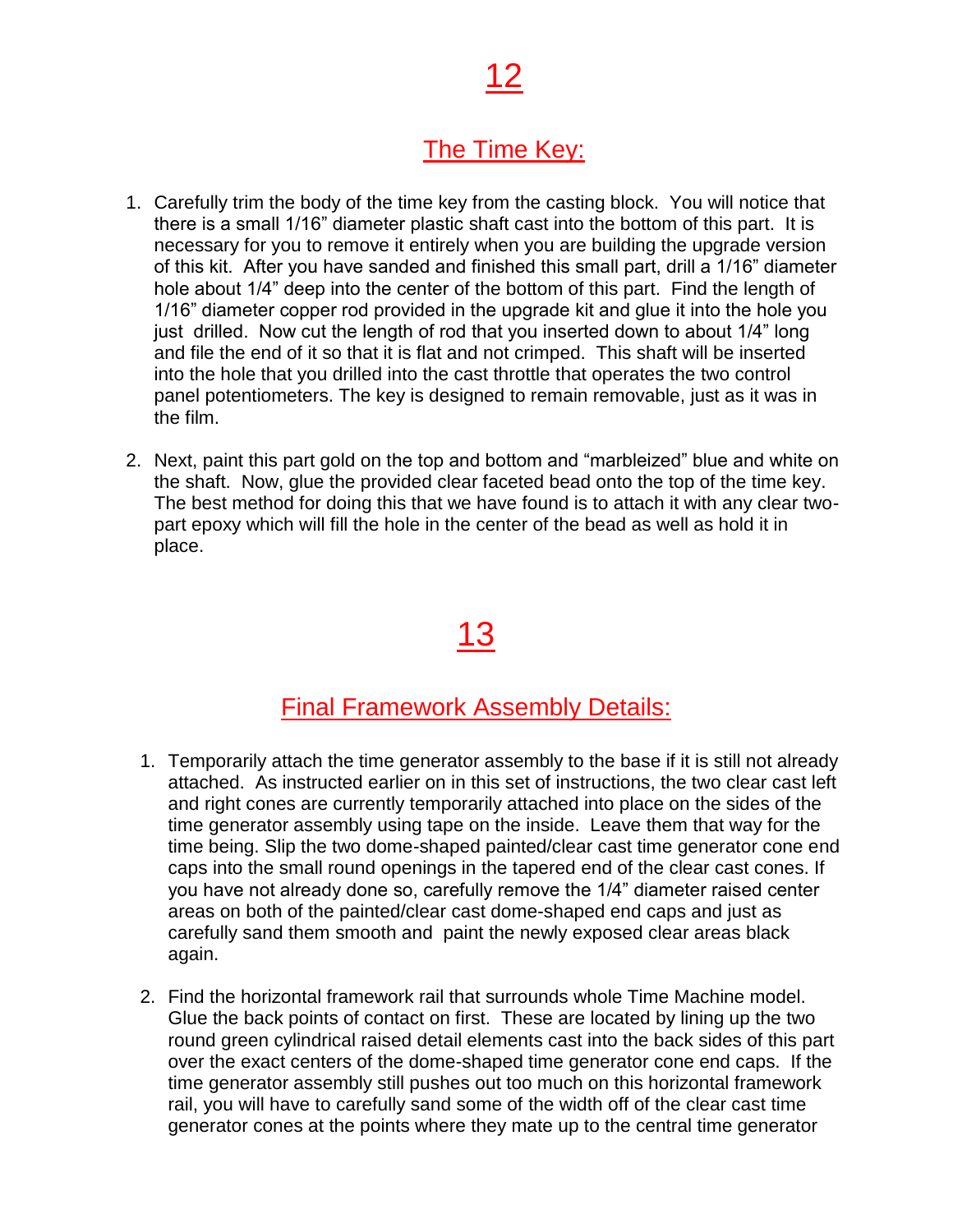# 12

## The Time Key:

1. Carefully trim the body of the time key from the casting block. You will notice that there is a small 1/16" diameter plastic shaft cast into the bottom of this part. It is necessary for you to remove it entirely when you are building the upgrade version of this kit. After you have sanded and finished this small part, drill a 1/16" diameter hole about 1/4" deep into the center of the bottom of this part. Find the length of 1/16" diameter copper rod provided in the upgrade kit and glue it into the hole you just drilled. Now cut the length of rod that you inserted down to about 1/4" long and file the end of it so that it is flat and not crimped. This shaft will be inserted into the hole that you drilled into the cast throttle that operates the two control panel potentiometers. The key is designed to remain removable, just as it was in the film.

2. Next, paint this part gold on the top and bottom and "marbleized" blue and white on the shaft. Now, glue the provided clear faceted bead onto the top of the time key. The best method for doing this that we have found is to attach it with any clear two-part epoxy which will fill the hole in the center of the bead as well as hold it in place.

# 13

## Final Framework Assembly Details:

1. Temporarily attach the time generator assembly to the base if it is still not already attached. As instructed earlier on in this set of instructions, the two clear cast left and right cones are currently temporarily attached into place on the sides of the time generator assembly using tape on the inside. Leave them that way for the time being. Slip the two dome-shaped painted/clear cast time generator cone end caps into the small round openings in the tapered end of the clear cast cones. If you have not already done so, carefully remove the 1/4" diameter raised center areas on both of the painted/clear cast dome-shaped end caps and just as carefully sand them smooth and paint the newly exposed clear areas black again.

2. Find the horizontal framework rail that surrounds whole Time Machine model. Glue the back points of contact on first. These are located by lining up the two round green cylindrical raised detail elements cast into the back sides of this part over the exact centers of the dome-shaped time generator cone end caps. If the time generator assembly still pushes out too much on this horizontal framework rail, you will have to carefully sand some of the width off of the clear cast time generator cones at the points where they mate up to the central time generator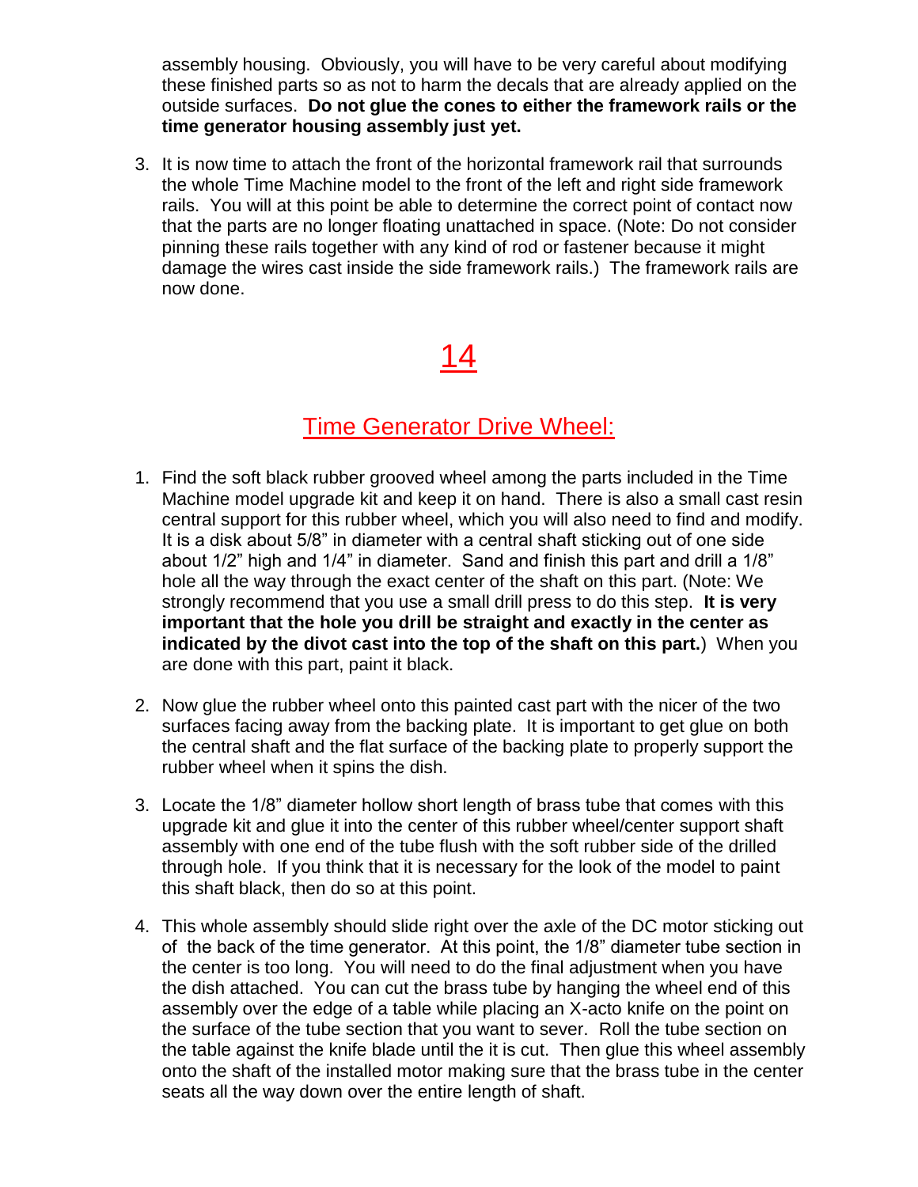assembly housing. Obviously, you will have to be very careful about modifying these finished parts so as not to harm the decals that are already applied on the outside surfaces. **Do not glue the cones to either the framework rails or the time generator housing assembly just yet.**

3. It is now time to attach the front of the horizontal framework rail that surrounds the whole Time Machine model to the front of the left and right side framework rails. You will at this point be able to determine the correct point of contact now that the parts are no longer floating unattached in space. (Note: Do not consider pinning these rails together with any kind of rod or fastener because it might damage the wires cast inside the side framework rails.) The framework rails are now done.

# 14

## Time Generator Drive Wheel:

1. Find the soft black rubber grooved wheel among the parts included in the Time Machine model upgrade kit and keep it on hand. There is also a small cast resin central support for this rubber wheel, which you will also need to find and modify. It is a disk about 5/8" in diameter with a central shaft sticking out of one side about 1/2" high and 1/4" in diameter. Sand and finish this part and drill a 1/8" hole all the way through the exact center of the shaft on this part. (Note: We strongly recommend that you use a small drill press to do this step. **It is very important that the hole you drill be straight and exactly in the center as indicated by the divot cast into the top of the shaft on this part.**) When you are done with this part, paint it black.

2. Now glue the rubber wheel onto this painted cast part with the nicer of the two surfaces facing away from the backing plate. It is important to get glue on both the central shaft and the flat surface of the backing plate to properly support the rubber wheel when it spins the dish.

3. Locate the 1/8" diameter hollow short length of brass tube that comes with this upgrade kit and glue it into the center of this rubber wheel/center support shaft assembly with one end of the tube flush with the soft rubber side of the drilled through hole. If you think that it is necessary for the look of the model to paint this shaft black, then do so at this point.

4. This whole assembly should slide right over the axle of the DC motor sticking out of the back of the time generator. At this point, the 1/8" diameter tube section in the center is too long. You will need to do the final adjustment when you have the dish attached. You can cut the brass tube by hanging the wheel end of this assembly over the edge of a table while placing an X-acto knife on the point on the surface of the tube section that you want to sever. Roll the tube section on the table against the knife blade until the it is cut. Then glue this wheel assembly onto the shaft of the installed motor making sure that the brass tube in the center seats all the way down over the entire length of shaft.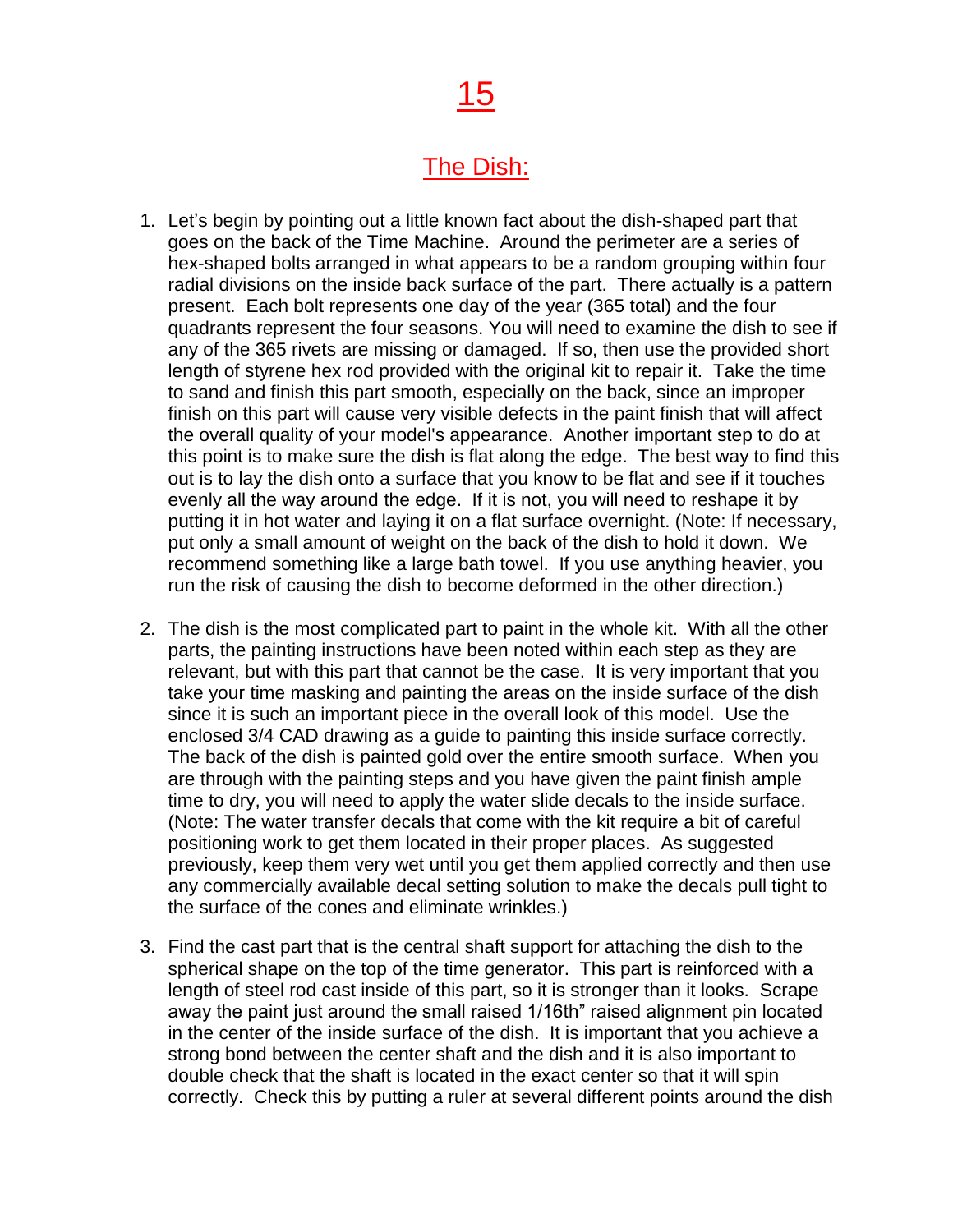# 15

## The Dish:

1. Let's begin by pointing out a little known fact about the dish-shaped part that goes on the back of the Time Machine. Around the perimeter are a series of hex-shaped bolts arranged in what appears to be a random grouping within four radial divisions on the inside back surface of the part. There actually is a pattern present. Each bolt represents one day of the year (365 total) and the four quadrants represent the four seasons. You will need to examine the dish to see if any of the 365 rivets are missing or damaged. If so, then use the provided short length of styrene hex rod provided with the original kit to repair it. Take the time to sand and finish this part smooth, especially on the back, since an improper finish on this part will cause very visible defects in the paint finish that will affect the overall quality of your model's appearance. Another important step to do at this point is to make sure the dish is flat along the edge. The best way to find this out is to lay the dish onto a surface that you know to be flat and see if it touches evenly all the way around the edge. If it is not, you will need to reshape it by putting it in hot water and laying it on a flat surface overnight. (Note: If necessary, put only a small amount of weight on the back of the dish to hold it down. We recommend something like a large bath towel. If you use anything heavier, you run the risk of causing the dish to become deformed in the other direction.)

2. The dish is the most complicated part to paint in the whole kit. With all the other parts, the painting instructions have been noted within each step as they are relevant, but with this part that cannot be the case. It is very important that you take your time masking and painting the areas on the inside surface of the dish since it is such an important piece in the overall look of this model. Use the enclosed 3/4 CAD drawing as a guide to painting this inside surface correctly. The back of the dish is painted gold over the entire smooth surface. When you are through with the painting steps and you have given the paint finish ample time to dry, you will need to apply the water slide decals to the inside surface. (Note: The water transfer decals that come with the kit require a bit of careful positioning work to get them located in their proper places. As suggested previously, keep them very wet until you get them applied correctly and then use any commercially available decal setting solution to make the decals pull tight to the surface of the cones and eliminate wrinkles.)

3. Find the cast part that is the central shaft support for attaching the dish to the spherical shape on the top of the time generator. This part is reinforced with a length of steel rod cast inside of this part, so it is stronger than it looks. Scrape away the paint just around the small raised 1/16th" raised alignment pin located in the center of the inside surface of the dish. It is important that you achieve a strong bond between the center shaft and the dish and it is also important to double check that the shaft is located in the exact center so that it will spin correctly. Check this by putting a ruler at several different points around the dish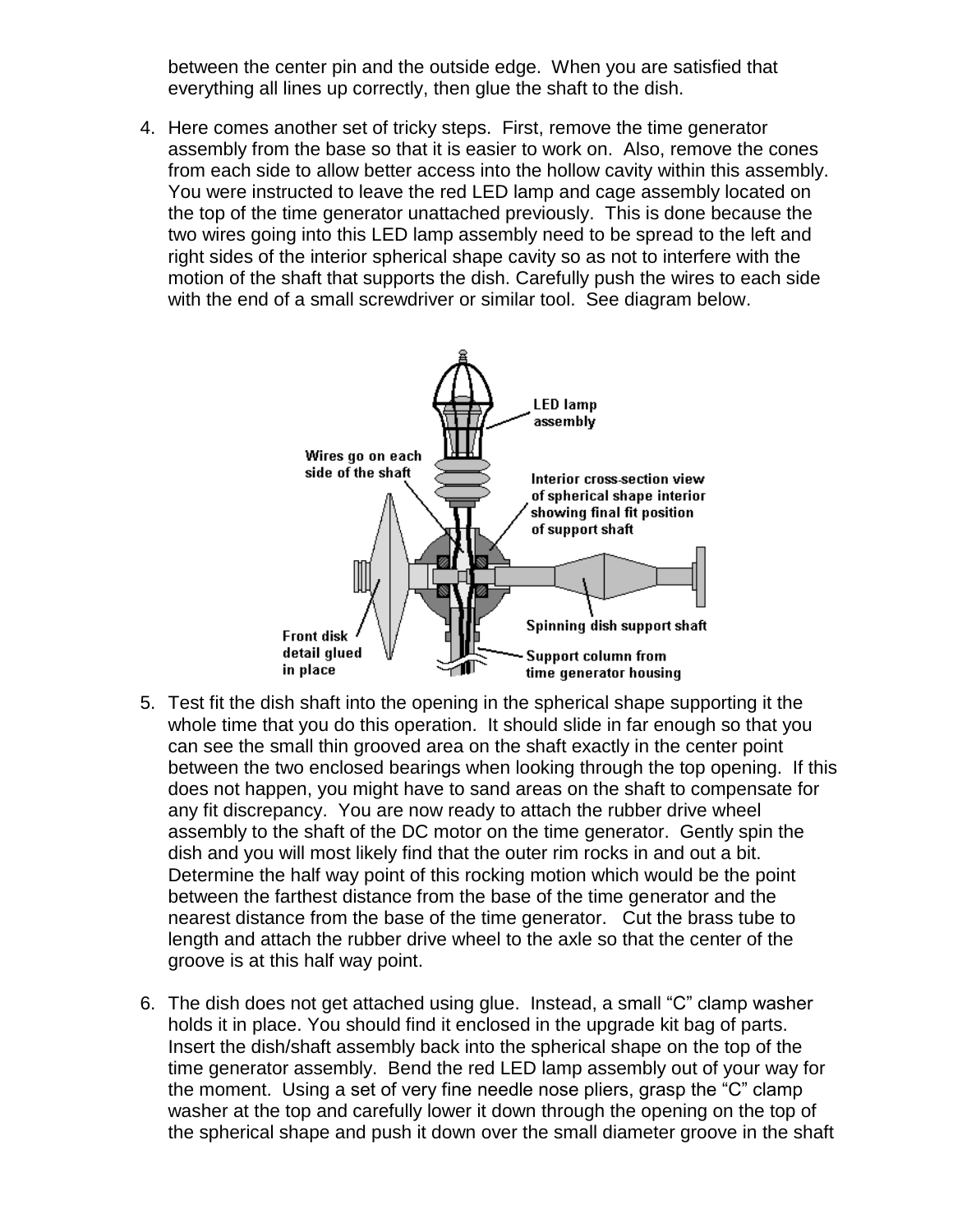between the center pin and the outside edge. When you are satisfied that everything all lines up correctly, then glue the shaft to the dish.

4. Here comes another set of tricky steps. First, remove the time generator assembly from the base so that it is easier to work on. Also, remove the cones from each side to allow better access into the hollow cavity within this assembly. You were instructed to leave the red LED lamp and cage assembly located on the top of the time generator unattached previously. This is done because the two wires going into this LED lamp assembly need to be spread to the left and right sides of the interior spherical shape cavity so as not to interfere with the motion of the shaft that supports the dish. Carefully push the wires to each side with the end of a small screwdriver or similar tool. See diagram below.

LED lamp assembly

Wires go on each side of the shaft

Interior cross-section view of spherical shape interior showing final fit position of support shaft

Spinning dish support shaft

Front disk detail glued in place

Support column from time generator housing

5. Test fit the dish shaft into the opening in the spherical shape supporting it the whole time that you do this operation. It should slide in far enough so that you can see the small thin grooved area on the shaft exactly in the center point between the two enclosed bearings when looking through the top opening. If this does not happen, you might have to sand areas on the shaft to compensate for any fit discrepancy. You are now ready to attach the rubber drive wheel assembly to the shaft of the DC motor on the time generator. Gently spin the dish and you will most likely find that the outer rim rocks in and out a bit. Determine the half way point of this rocking motion which would be the point between the farthest distance from the base of the time generator and the nearest distance from the base of the time generator. Cut the brass tube to length and attach the rubber drive wheel to the axle so that the center of the groove is at this half way point.

6. The dish does not get attached using glue. Instead, a small "C" clamp washer holds it in place. You should find it enclosed in the upgrade kit bag of parts. Insert the dish/shaft assembly back into the spherical shape on the top of the time generator assembly. Bend the red LED lamp assembly out of your way for the moment. Using a set of very fine needle nose pliers, grasp the "C" clamp washer at the top and carefully lower it down through the opening on the top of the spherical shape and push it down over the small diameter groove in the shaft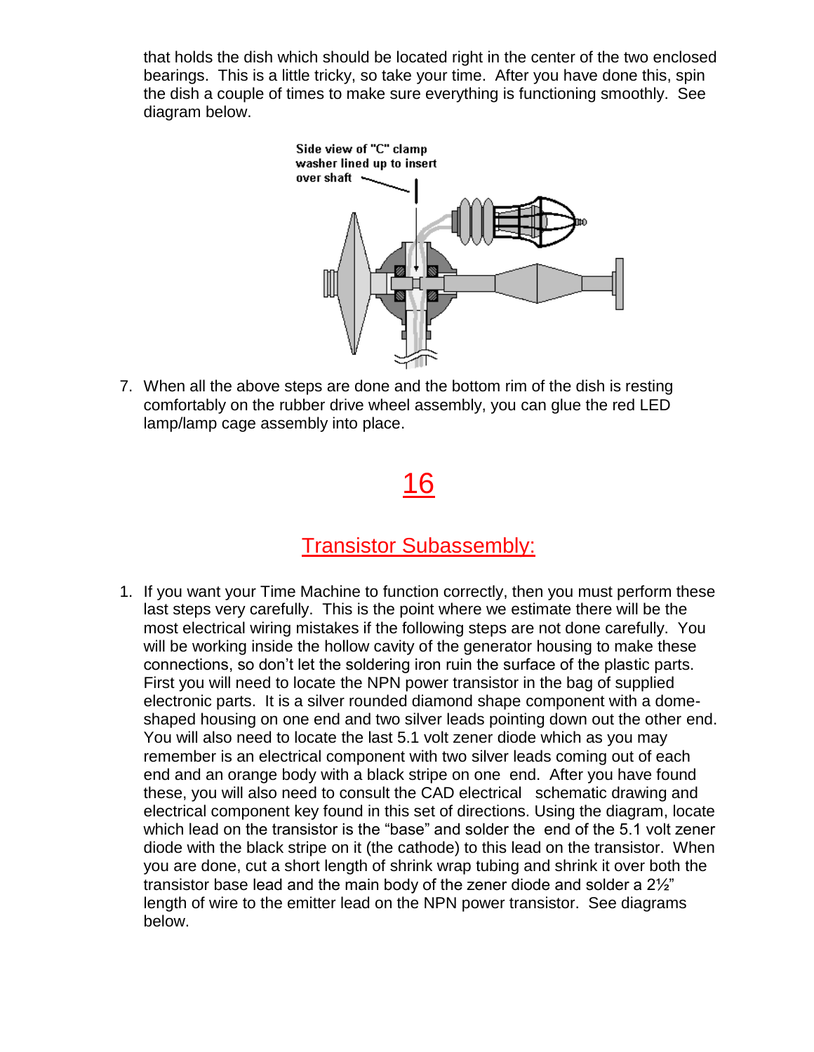that holds the dish which should be located right in the center of the two enclosed bearings. This is a little tricky, so take your time. After you have done this, spin the dish a couple of times to make sure everything is functioning smoothly. See diagram below.

Side view of "C" clamp washer lined up to insert over shaft

7. When all the above steps are done and the bottom rim of the dish is resting comfortably on the rubber drive wheel assembly, you can glue the red LED lamp/lamp cage assembly into place.

# 16

## Transistor Subassembly:

1. If you want your Time Machine to function correctly, then you must perform these last steps very carefully. This is the point where we estimate there will be the most electrical wiring mistakes if the following steps are not done carefully. You will be working inside the hollow cavity of the generator housing to make these connections, so don't let the soldering iron ruin the surface of the plastic parts. First you will need to locate the NPN power transistor in the bag of supplied electronic parts. It is a silver rounded diamond shape component with a dome-shaped housing on one end and two silver leads pointing down out the other end. You will also need to locate the last 5.1 volt zener diode which as you may remember is an electrical component with two silver leads coming out of each end and an orange body with a black stripe on one end. After you have found these, you will also need to consult the CAD electrical schematic drawing and electrical component key found in this set of directions. Using the diagram, locate which lead on the transistor is the "base" and solder the end of the 5.1 volt zener diode with the black stripe on it (the cathode) to this lead on the transistor. When you are done, cut a short length of shrink wrap tubing and shrink it over both the transistor base lead and the main body of the zener diode and solder a 2½" length of wire to the emitter lead on the NPN power transistor. See diagrams below.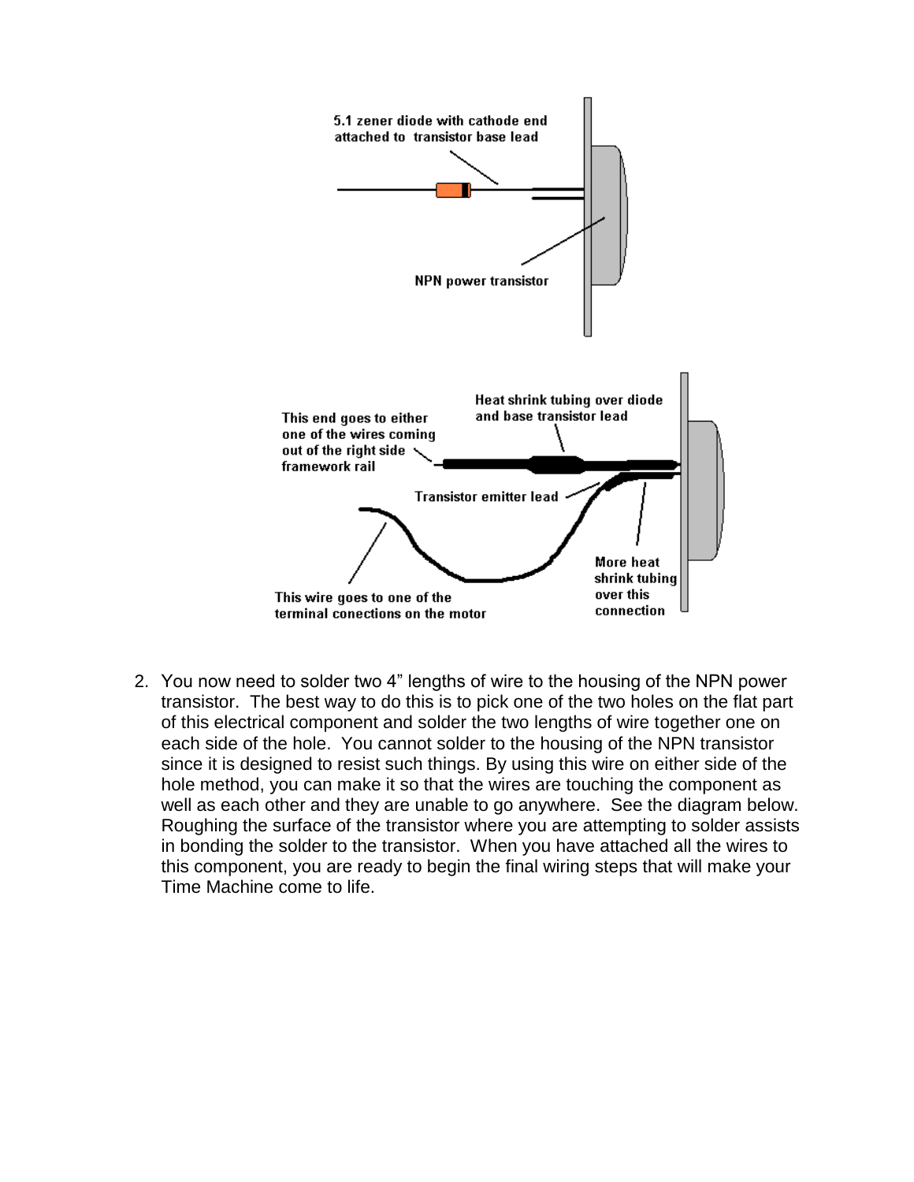5.1 zener diode with cathode end attached to transistor base lead

NPN power transistor

This end goes to either one of the wires coming out of the right side framework rail

Heat shrink tubing over diode and base transistor lead

Transistor emitter lead

This wire goes to one of the terminal conections on the motor

More heat shrink tubing over this connection

2. You now need to solder two 4" lengths of wire to the housing of the NPN power transistor. The best way to do this is to pick one of the two holes on the flat part of this electrical component and solder the two lengths of wire together one on each side of the hole. You cannot solder to the housing of the NPN transistor since it is designed to resist such things. By using this wire on either side of the hole method, you can make it so that the wires are touching the component as well as each other and they are unable to go anywhere. See the diagram below. Roughing the surface of the transistor where you are attempting to solder assists in bonding the solder to the transistor. When you have attached all the wires to this component, you are ready to begin the final wiring steps that will make your Time Machine come to life.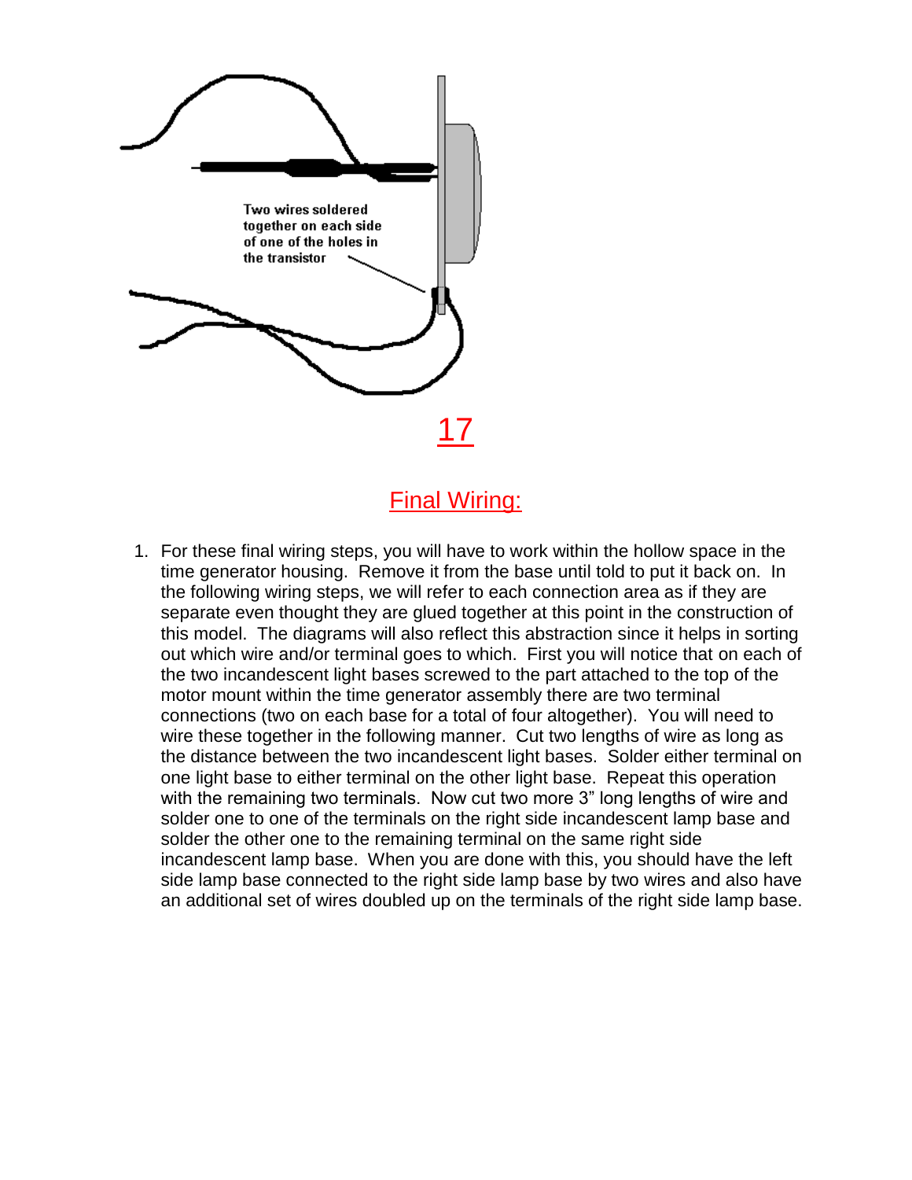Two wires soldered together on each side of one of the holes in the transistor

17

## Final Wiring:

1. For these final wiring steps, you will have to work within the hollow space in the time generator housing. Remove it from the base until told to put it back on. In the following wiring steps, we will refer to each connection area as if they are separate even thought they are glued together at this point in the construction of this model. The diagrams will also reflect this abstraction since it helps in sorting out which wire and/or terminal goes to which. First you will notice that on each of the two incandescent light bases screwed to the part attached to the top of the motor mount within the time generator assembly there are two terminal connections (two on each base for a total of four altogether). You will need to wire these together in the following manner. Cut two lengths of wire as long as the distance between the two incandescent light bases. Solder either terminal on one light base to either terminal on the other light base. Repeat this operation with the remaining two terminals. Now cut two more 3" long lengths of wire and solder one to one of the terminals on the right side incandescent lamp base and solder the other one to the remaining terminal on the same right side incandescent lamp base. When you are done with this, you should have the left side lamp base connected to the right side lamp base by two wires and also have an additional set of wires doubled up on the terminals of the right side lamp base.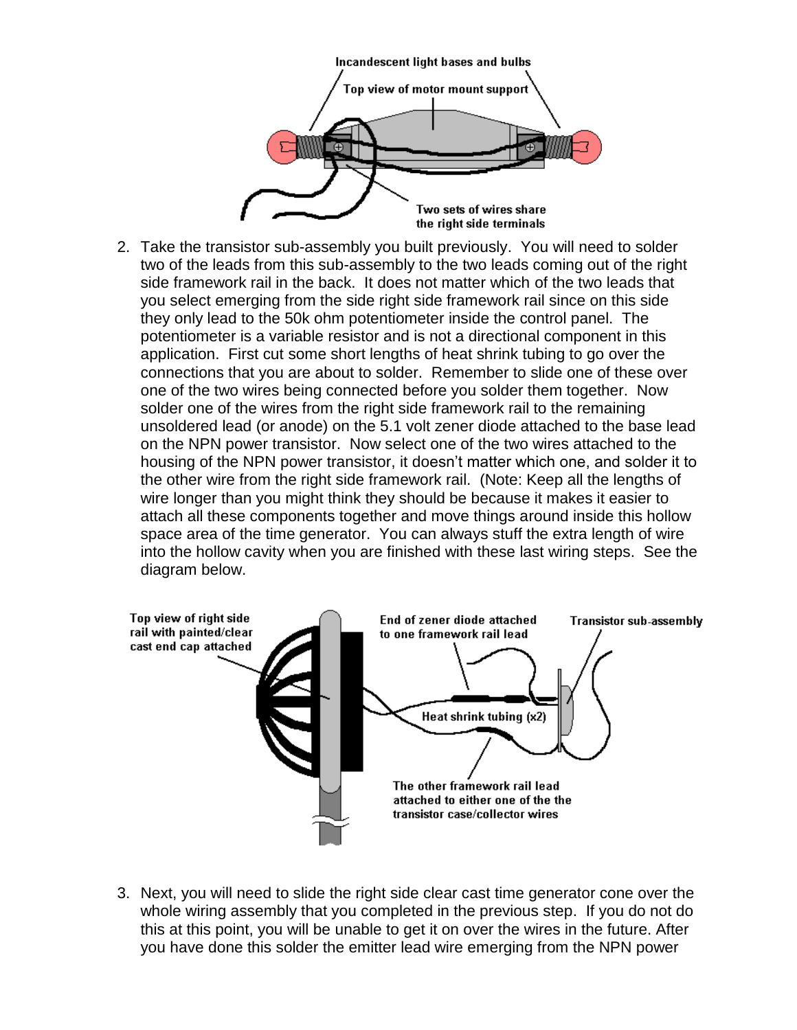2. Take the transistor sub-assembly you built previously. You will need to solder two of the leads from this sub-assembly to the two leads coming out of the right side framework rail in the back. It does not matter which of the two leads that you select emerging from the side right side framework rail since on this side they only lead to the 50k ohm potentiometer inside the control panel. The potentiometer is a variable resistor and is not a directional component in this application. First cut some short lengths of heat shrink tubing to go over the connections that you are about to solder. Remember to slide one of these over one of the two wires being connected before you solder them together. Now solder one of the wires from the right side framework rail to the remaining unsoldered lead (or anode) on the 5.1 volt zener diode attached to the base lead on the NPN power transistor. Now select one of the two wires attached to the housing of the NPN power transistor, it doesn't matter which one, and solder it to the other wire from the right side framework rail. (Note: Keep all the lengths of wire longer than you might think they should be because it makes it easier to attach all these components together and move things around inside this hollow space area of the time generator. You can always stuff the extra length of wire into the hollow cavity when you are finished with these last wiring steps. See the diagram below.

3. Next, you will need to slide the right side clear cast time generator cone over the whole wiring assembly that you completed in the previous step. If you do not do this at this point, you will be unable to get it on over the wires in the future. After you have done this solder the emitter lead wire emerging from the NPN power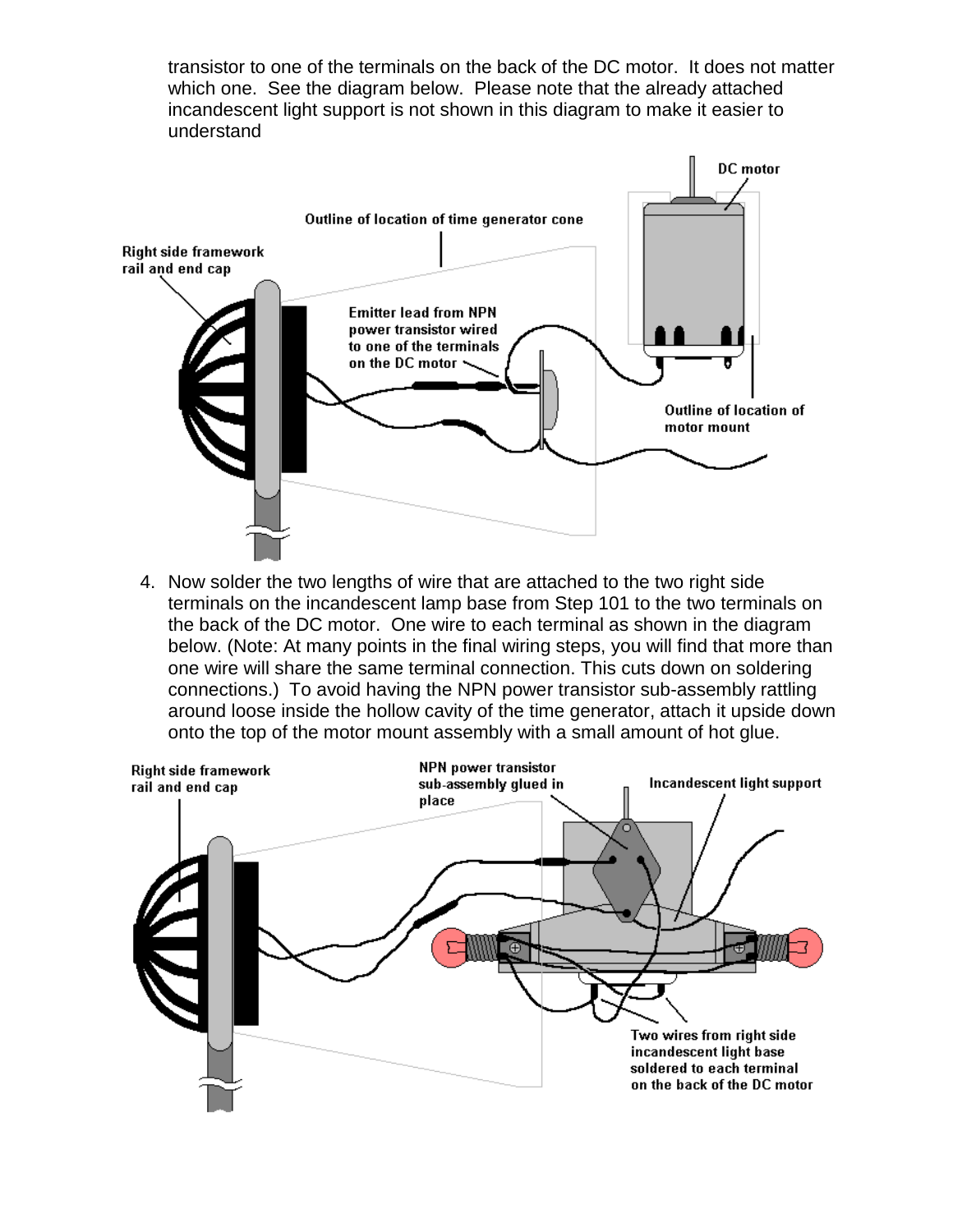transistor to one of the terminals on the back of the DC motor. It does not matter which one. See the diagram below. Please note that the already attached incandescent light support is not shown in this diagram to make it easier to understand

4. Now solder the two lengths of wire that are attached to the two right side terminals on the incandescent lamp base from Step 101 to the two terminals on the back of the DC motor. One wire to each terminal as shown in the diagram below. (Note: At many points in the final wiring steps, you will find that more than one wire will share the same terminal connection. This cuts down on soldering connections.) To avoid having the NPN power transistor sub-assembly rattling around loose inside the hollow cavity of the time generator, attach it upside down onto the top of the motor mount assembly with a small amount of hot glue.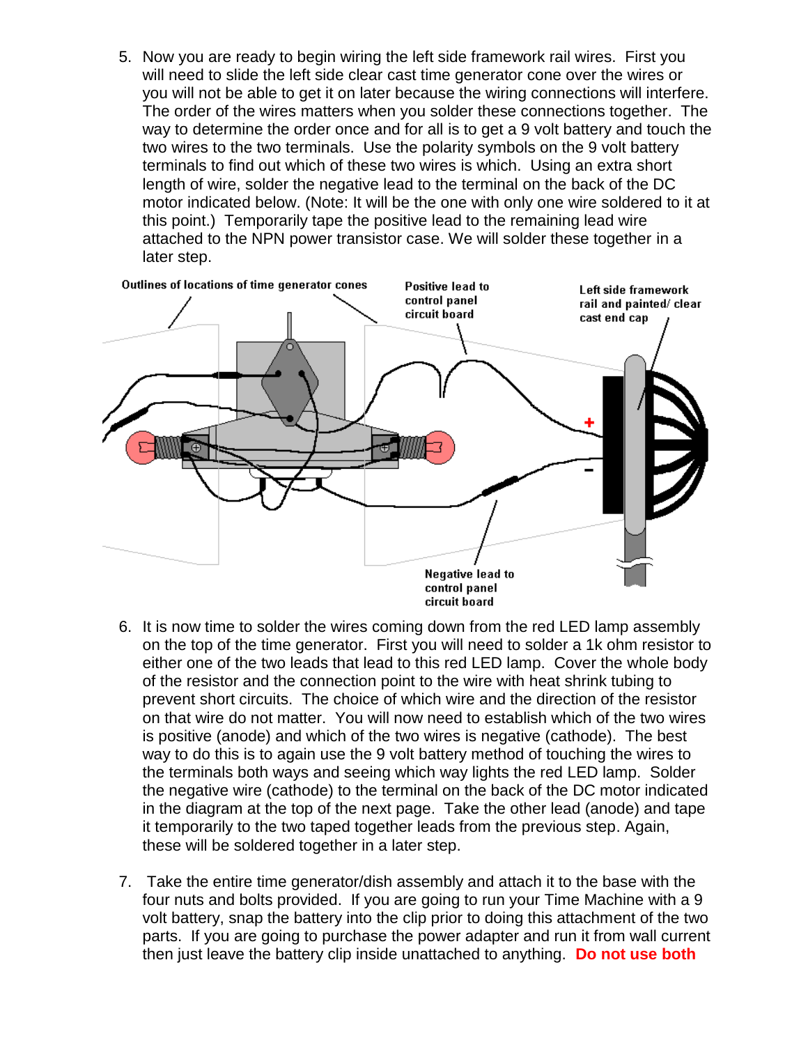5. Now you are ready to begin wiring the left side framework rail wires. First you will need to slide the left side clear cast time generator cone over the wires or you will not be able to get it on later because the wiring connections will interfere. The order of the wires matters when you solder these connections together. The way to determine the order once and for all is to get a 9 volt battery and touch the two wires to the two terminals. Use the polarity symbols on the 9 volt battery terminals to find out which of these two wires is which. Using an extra short length of wire, solder the negative lead to the terminal on the back of the DC motor indicated below. (Note: It will be the one with only one wire soldered to it at this point.) Temporarily tape the positive lead to the remaining lead wire attached to the NPN power transistor case. We will solder these together in a later step.

Outlines of locations of time generator cones

Positive lead to control panel circuit board

Left side framework rail and painted/ clear cast end cap

+

-

Negative lead to control panel circuit board

6. It is now time to solder the wires coming down from the red LED lamp assembly on the top of the time generator. First you will need to solder a 1k ohm resistor to either one of the two leads that lead to this red LED lamp. Cover the whole body of the resistor and the connection point to the wire with heat shrink tubing to prevent short circuits. The choice of which wire and the direction of the resistor on that wire do not matter. You will now need to establish which of the two wires is positive (anode) and which of the two wires is negative (cathode). The best way to do this is to again use the 9 volt battery method of touching the wires to the terminals both ways and seeing which way lights the red LED lamp. Solder the negative wire (cathode) to the terminal on the back of the DC motor indicated in the diagram at the top of the next page. Take the other lead (anode) and tape it temporarily to the two taped together leads from the previous step. Again, these will be soldered together in a later step.

7. Take the entire time generator/dish assembly and attach it to the base with the four nuts and bolts provided. If you are going to run your Time Machine with a 9 volt battery, snap the battery into the clip prior to doing this attachment of the two parts. If you are going to purchase the power adapter and run it from wall current then just leave the battery clip inside unattached to anything. **Do not use both**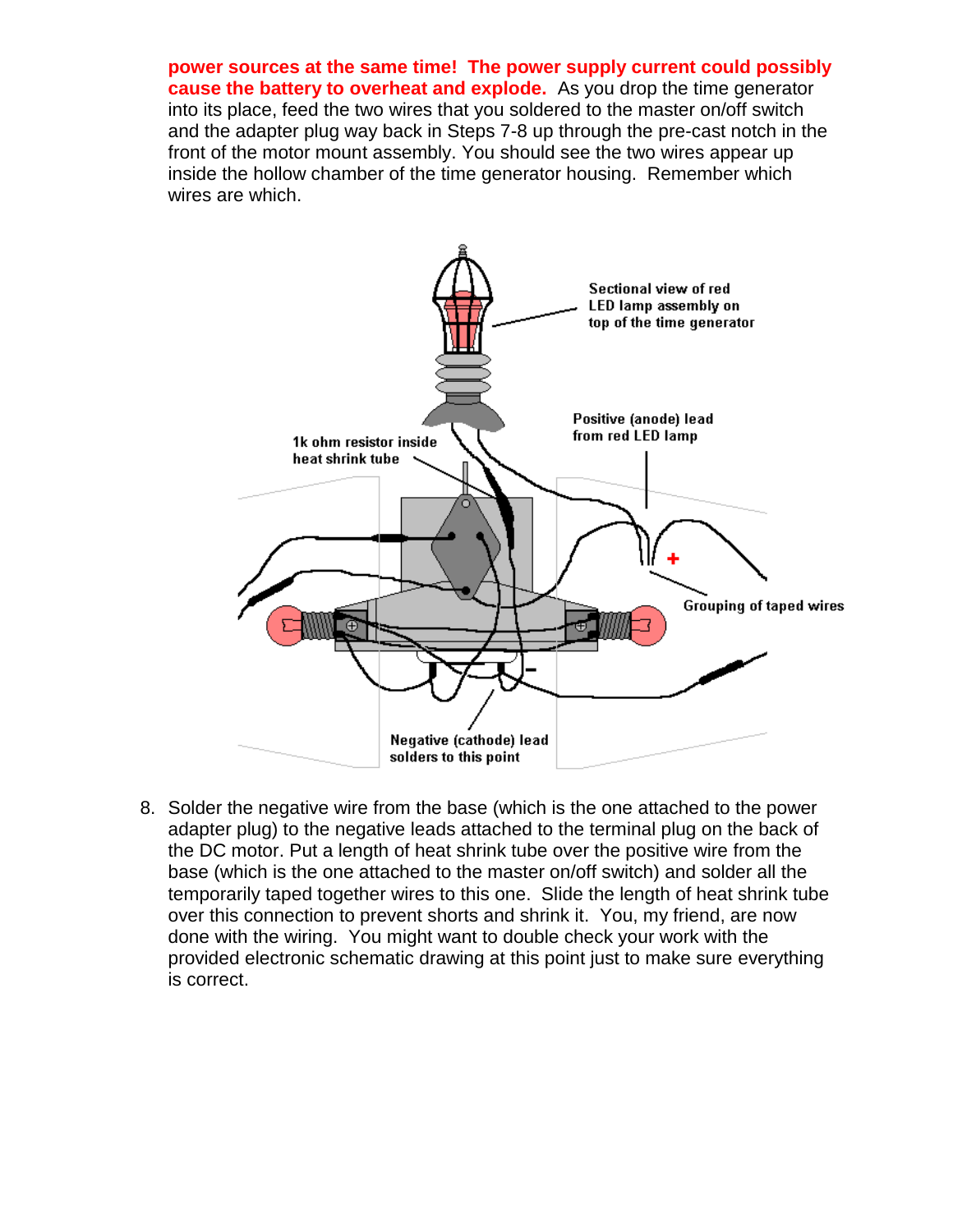**power sources at the same time! The power supply current could possibly cause the battery to overheat and explode.** As you drop the time generator into its place, feed the two wires that you soldered to the master on/off switch and the adapter plug way back in Steps 7-8 up through the pre-cast notch in the front of the motor mount assembly. You should see the two wires appear up inside the hollow chamber of the time generator housing. Remember which wires are which.

8. Solder the negative wire from the base (which is the one attached to the power adapter plug) to the negative leads attached to the terminal plug on the back of the DC motor. Put a length of heat shrink tube over the positive wire from the base (which is the one attached to the master on/off switch) and solder all the temporarily taped together wires to this one. Slide the length of heat shrink tube over this connection to prevent shorts and shrink it. You, my friend, are now done with the wiring. You might want to double check your work with the provided electronic schematic drawing at this point just to make sure everything is correct.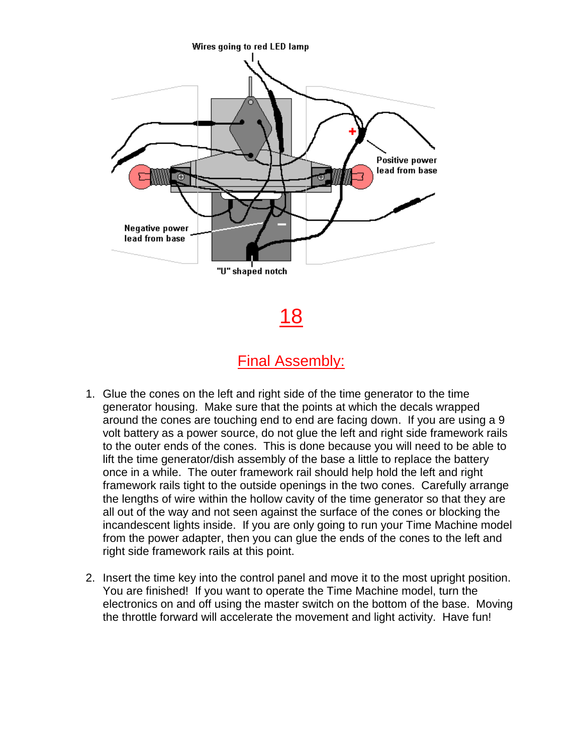## 18

## Final Assembly:

1. Glue the cones on the left and right side of the time generator to the time generator housing. Make sure that the points at which the decals wrapped around the cones are touching end to end are facing down. If you are using a 9 volt battery as a power source, do not glue the left and right side framework rails to the outer ends of the cones. This is done because you will need to be able to lift the time generator/dish assembly of the base a little to replace the battery once in a while. The outer framework rail should help hold the left and right framework rails tight to the outside openings in the two cones. Carefully arrange the lengths of wire within the hollow cavity of the time generator so that they are all out of the way and not seen against the surface of the cones or blocking the incandescent lights inside. If you are only going to run your Time Machine model from the power adapter, then you can glue the ends of the cones to the left and right side framework rails at this point.

2. Insert the time key into the control panel and move it to the most upright position. You are finished! If you want to operate the Time Machine model, turn the electronics on and off using the master switch on the bottom of the base. Moving the throttle forward will accelerate the movement and light activity. Have fun!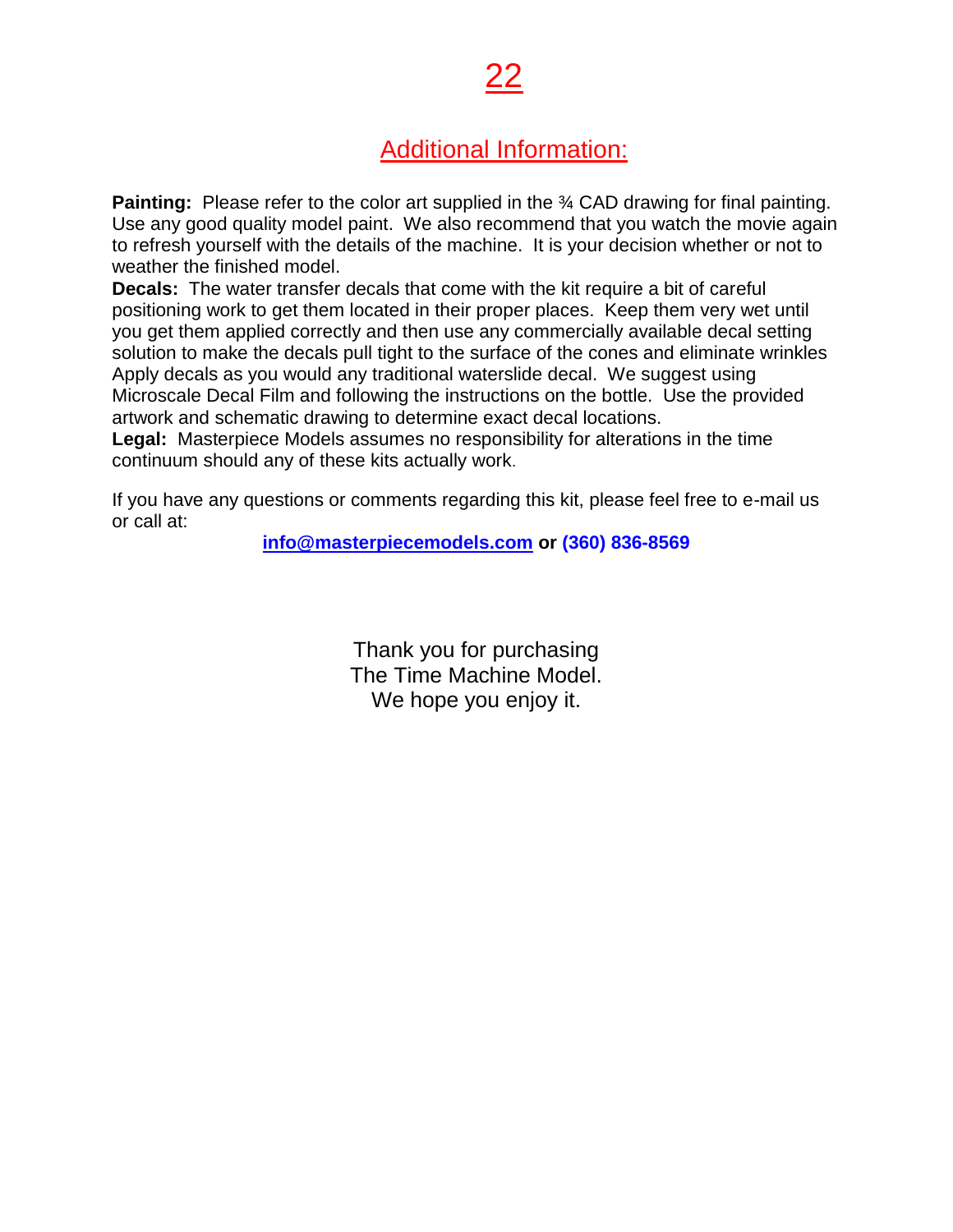# 22

## Additional Information:

**Painting:** Please refer to the color art supplied in the ¾ CAD drawing for final painting. Use any good quality model paint. We also recommend that you watch the movie again to refresh yourself with the details of the machine. It is your decision whether or not to weather the finished model.

**Decals:** The water transfer decals that come with the kit require a bit of careful positioning work to get them located in their proper places. Keep them very wet until you get them applied correctly and then use any commercially available decal setting solution to make the decals pull tight to the surface of the cones and eliminate wrinkles Apply decals as you would any traditional waterslide decal. We suggest using Microscale Decal Film and following the instructions on the bottle. Use the provided artwork and schematic drawing to determine exact decal locations.

**Legal:** Masterpiece Models assumes no responsibility for alterations in the time continuum should any of these kits actually work.

If you have any questions or comments regarding this kit, please feel free to e-mail us or call at:

**info@masterpiecemodels.com or (360) 836-8569**

Thank you for purchasing
The Time Machine Model.
We hope you enjoy it.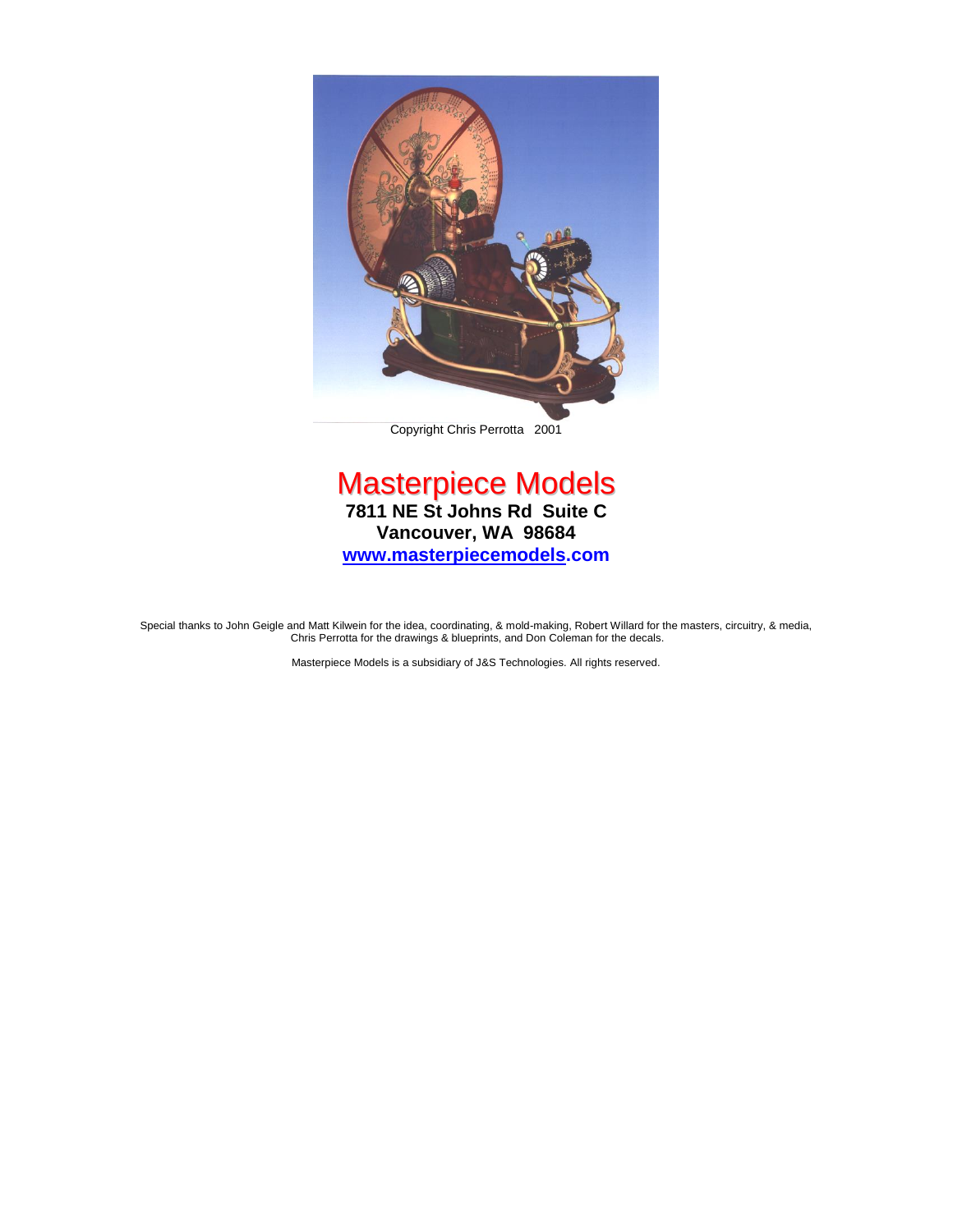Copyright Chris Perrotta 2001

# Masterpiece Models

**7811 NE St Johns Rd Suite C**
**Vancouver, WA 98684**
**[www.masterpiecemodels.com](http://www.masterpiecemodels.com)**

Special thanks to John Geigle and Matt Kilwein for the idea, coordinating, & mold-making, Robert Willard for the masters, circuitry, & media, Chris Perrotta for the drawings & blueprints, and Don Coleman for the decals.

Masterpiece Models is a subsidiary of J&S Technologies. All rights reserved.